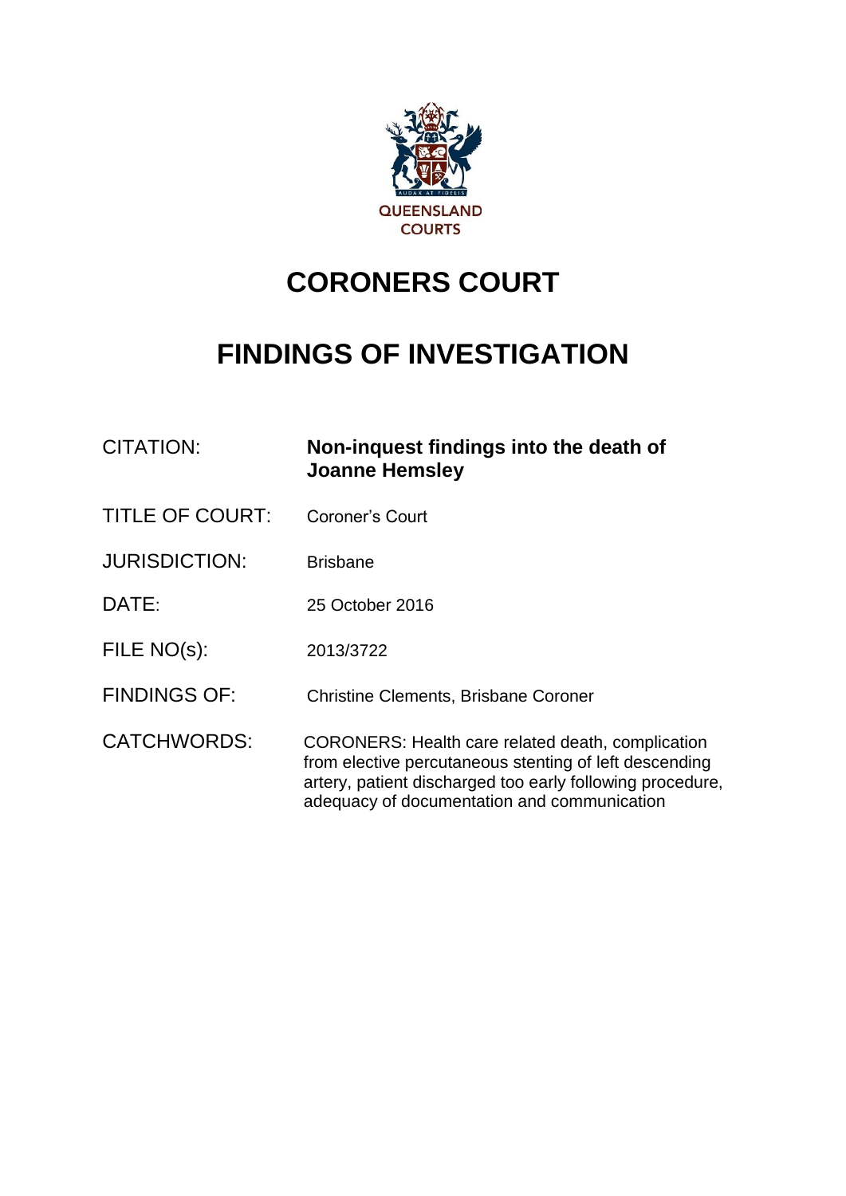QUEENSLAND COURTS

# CORONERS COURT

# FINDINGS OF INVESTIGATION

| | |
|---|---|
| CITATION: | **Non-inquest findings into the death of Joanne Hemsley** |
| TITLE OF COURT: | Coroner's Court |
| JURISDICTION: | Brisbane |
| DATE: | 25 October 2016 |
| FILE NO(s): | 2013/3722 |
| FINDINGS OF: | Christine Clements, Brisbane Coroner |
| CATCHWORDS: | CORONERS: Health care related death, complication from elective percutaneous stenting of left descending artery, patient discharged too early following procedure, adequacy of documentation and communication |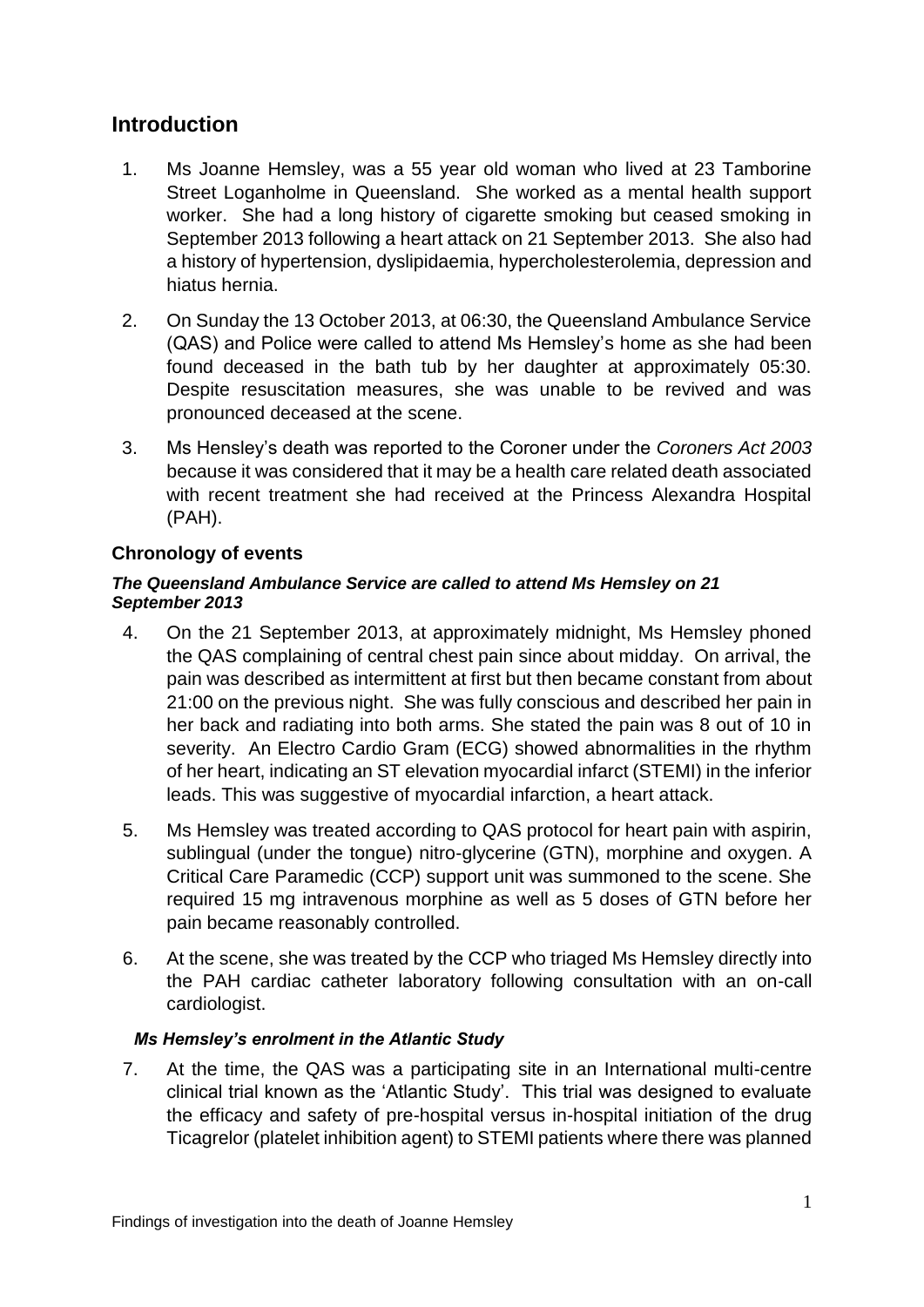## Introduction

1. Ms Joanne Hemsley, was a 55 year old woman who lived at 23 Tamborine Street Loganholme in Queensland. She worked as a mental health support worker. She had a long history of cigarette smoking but ceased smoking in September 2013 following a heart attack on 21 September 2013. She also had a history of hypertension, dyslipidaemia, hypercholesterolemia, depression and hiatus hernia.

2. On Sunday the 13 October 2013, at 06:30, the Queensland Ambulance Service (QAS) and Police were called to attend Ms Hemsley's home as she had been found deceased in the bath tub by her daughter at approximately 05:30. Despite resuscitation measures, she was unable to be revived and was pronounced deceased at the scene.

3. Ms Hensley's death was reported to the Coroner under the *Coroners Act 2003* because it was considered that it may be a health care related death associated with recent treatment she had received at the Princess Alexandra Hospital (PAH).

### Chronology of events

#### *The Queensland Ambulance Service are called to attend Ms Hemsley on 21 September 2013*

4. On the 21 September 2013, at approximately midnight, Ms Hemsley phoned the QAS complaining of central chest pain since about midday. On arrival, the pain was described as intermittent at first but then became constant from about 21:00 on the previous night. She was fully conscious and described her pain in her back and radiating into both arms. She stated the pain was 8 out of 10 in severity. An Electro Cardio Gram (ECG) showed abnormalities in the rhythm of her heart, indicating an ST elevation myocardial infarct (STEMI) in the inferior leads. This was suggestive of myocardial infarction, a heart attack.

5. Ms Hemsley was treated according to QAS protocol for heart pain with aspirin, sublingual (under the tongue) nitro-glycerine (GTN), morphine and oxygen. A Critical Care Paramedic (CCP) support unit was summoned to the scene. She required 15 mg intravenous morphine as well as 5 doses of GTN before her pain became reasonably controlled.

6. At the scene, she was treated by the CCP who triaged Ms Hemsley directly into the PAH cardiac catheter laboratory following consultation with an on-call cardiologist.

#### *Ms Hemsley's enrolment in the Atlantic Study*

7. At the time, the QAS was a participating site in an International multi-centre clinical trial known as the 'Atlantic Study'. This trial was designed to evaluate the efficacy and safety of pre-hospital versus in-hospital initiation of the drug Ticagrelor (platelet inhibition agent) to STEMI patients where there was planned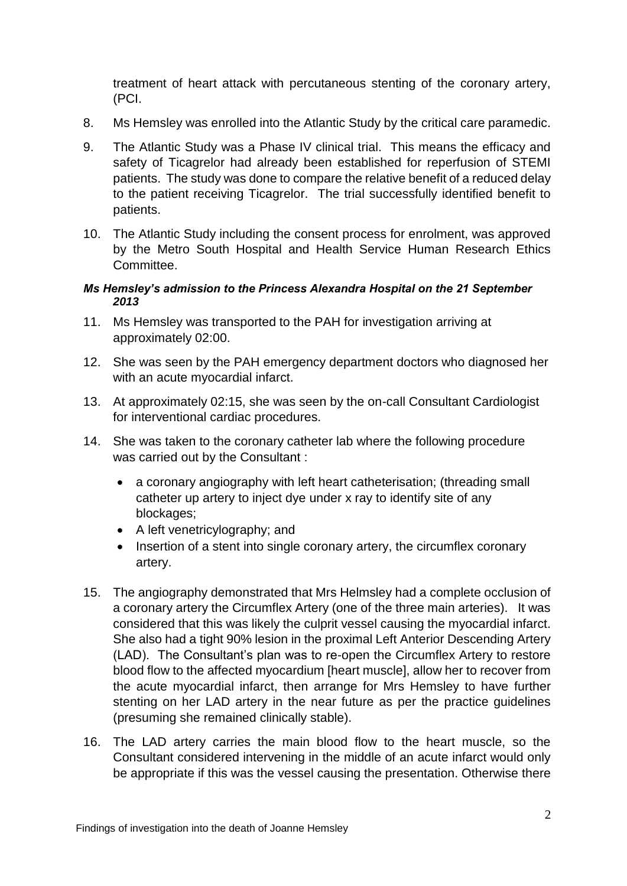treatment of heart attack with percutaneous stenting of the coronary artery, (PCI.

8. Ms Hemsley was enrolled into the Atlantic Study by the critical care paramedic.
9. The Atlantic Study was a Phase IV clinical trial. This means the efficacy and safety of Ticagrelor had already been established for reperfusion of STEMI patients. The study was done to compare the relative benefit of a reduced delay to the patient receiving Ticagrelor. The trial successfully identified benefit to patients.
10. The Atlantic Study including the consent process for enrolment, was approved by the Metro South Hospital and Health Service Human Research Ethics Committee.

### *Ms Hemsley's admission to the Princess Alexandra Hospital on the 21 September 2013*

11. Ms Hemsley was transported to the PAH for investigation arriving at approximately 02:00.
12. She was seen by the PAH emergency department doctors who diagnosed her with an acute myocardial infarct.
13. At approximately 02:15, she was seen by the on-call Consultant Cardiologist for interventional cardiac procedures.
14. She was taken to the coronary catheter lab where the following procedure was carried out by the Consultant :
    - a coronary angiography with left heart catheterisation; (threading small catheter up artery to inject dye under x ray to identify site of any blockages;
    - A left venetricylography; and
    - Insertion of a stent into single coronary artery, the circumflex coronary artery.
15. The angiography demonstrated that Mrs Helmsley had a complete occlusion of a coronary artery the Circumflex Artery (one of the three main arteries). It was considered that this was likely the culprit vessel causing the myocardial infarct. She also had a tight 90% lesion in the proximal Left Anterior Descending Artery (LAD). The Consultant's plan was to re-open the Circumflex Artery to restore blood flow to the affected myocardium [heart muscle], allow her to recover from the acute myocardial infarct, then arrange for Mrs Hemsley to have further stenting on her LAD artery in the near future as per the practice guidelines (presuming she remained clinically stable).
16. The LAD artery carries the main blood flow to the heart muscle, so the Consultant considered intervening in the middle of an acute infarct would only be appropriate if this was the vessel causing the presentation. Otherwise there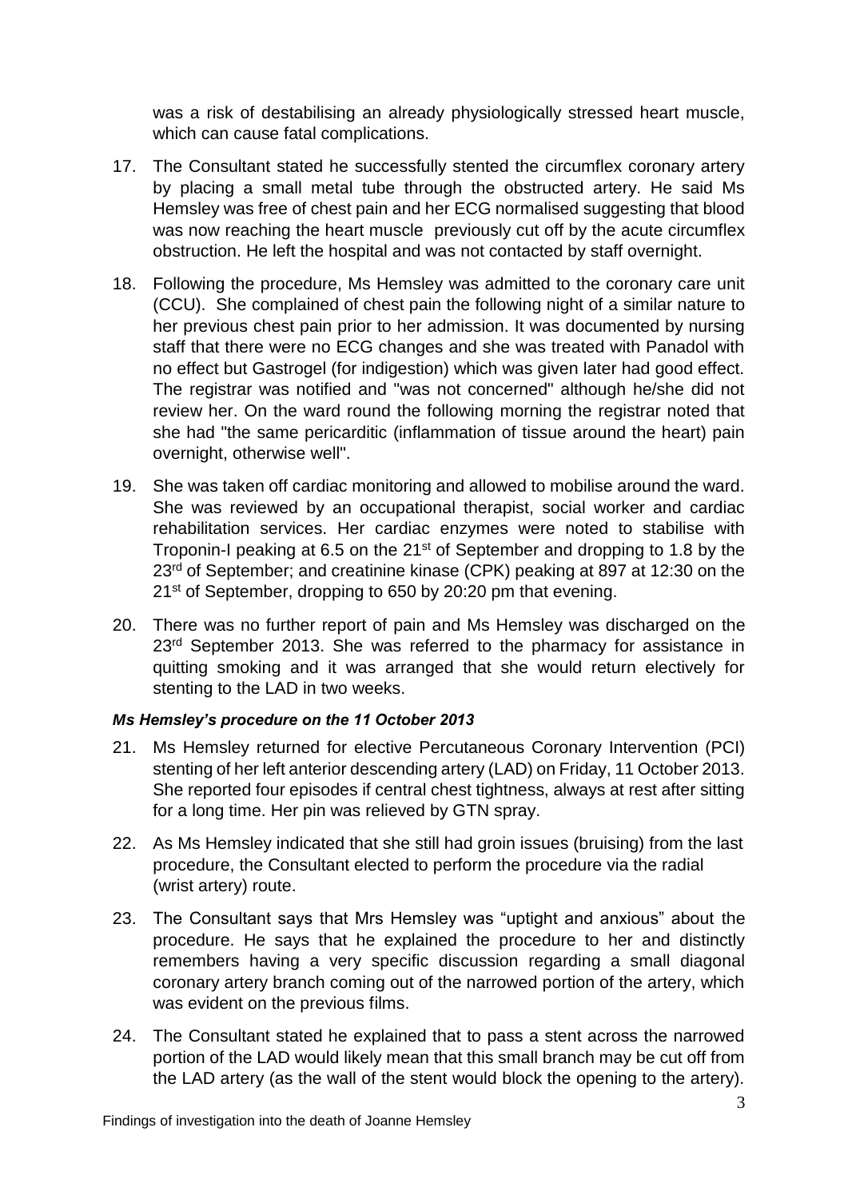was a risk of destabilising an already physiologically stressed heart muscle, which can cause fatal complications.

17. The Consultant stated he successfully stented the circumflex coronary artery by placing a small metal tube through the obstructed artery. He said Ms Hemsley was free of chest pain and her ECG normalised suggesting that blood was now reaching the heart muscle previously cut off by the acute circumflex obstruction. He left the hospital and was not contacted by staff overnight.

18. Following the procedure, Ms Hemsley was admitted to the coronary care unit (CCU). She complained of chest pain the following night of a similar nature to her previous chest pain prior to her admission. It was documented by nursing staff that there were no ECG changes and she was treated with Panadol with no effect but Gastrogel (for indigestion) which was given later had good effect. The registrar was notified and "was not concerned" although he/she did not review her. On the ward round the following morning the registrar noted that she had "the same pericarditic (inflammation of tissue around the heart) pain overnight, otherwise well".

19. She was taken off cardiac monitoring and allowed to mobilise around the ward. She was reviewed by an occupational therapist, social worker and cardiac rehabilitation services. Her cardiac enzymes were noted to stabilise with Troponin-I peaking at 6.5 on the 21st of September and dropping to 1.8 by the 23rd of September; and creatinine kinase (CPK) peaking at 897 at 12:30 on the 21st of September, dropping to 650 by 20:20 pm that evening.

20. There was no further report of pain and Ms Hemsley was discharged on the 23rd September 2013. She was referred to the pharmacy for assistance in quitting smoking and it was arranged that she would return electively for stenting to the LAD in two weeks.

#### *Ms Hemsley's procedure on the 11 October 2013*

21. Ms Hemsley returned for elective Percutaneous Coronary Intervention (PCI) stenting of her left anterior descending artery (LAD) on Friday, 11 October 2013. She reported four episodes if central chest tightness, always at rest after sitting for a long time. Her pin was relieved by GTN spray.

22. As Ms Hemsley indicated that she still had groin issues (bruising) from the last procedure, the Consultant elected to perform the procedure via the radial (wrist artery) route.

23. The Consultant says that Mrs Hemsley was "uptight and anxious" about the procedure. He says that he explained the procedure to her and distinctly remembers having a very specific discussion regarding a small diagonal coronary artery branch coming out of the narrowed portion of the artery, which was evident on the previous films.

24. The Consultant stated he explained that to pass a stent across the narrowed portion of the LAD would likely mean that this small branch may be cut off from the LAD artery (as the wall of the stent would block the opening to the artery).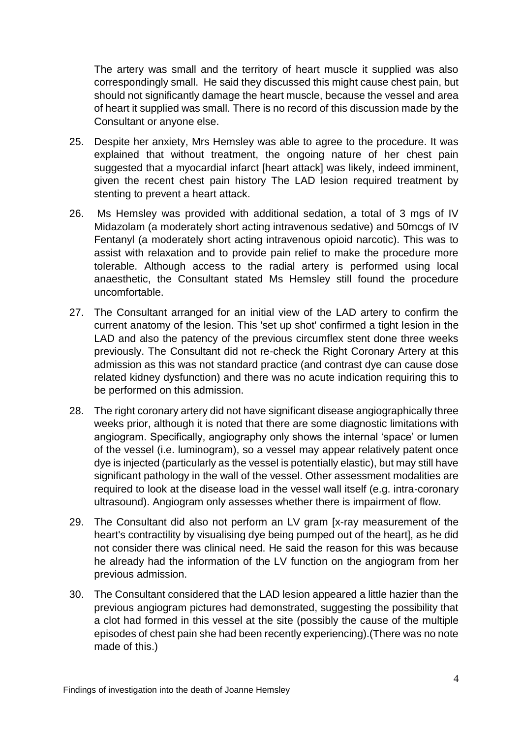The artery was small and the territory of heart muscle it supplied was also correspondingly small. He said they discussed this might cause chest pain, but should not significantly damage the heart muscle, because the vessel and area of heart it supplied was small. There is no record of this discussion made by the Consultant or anyone else.

25. Despite her anxiety, Mrs Hemsley was able to agree to the procedure. It was explained that without treatment, the ongoing nature of her chest pain suggested that a myocardial infarct [heart attack] was likely, indeed imminent, given the recent chest pain history The LAD lesion required treatment by stenting to prevent a heart attack.

26. Ms Hemsley was provided with additional sedation, a total of 3 mgs of IV Midazolam (a moderately short acting intravenous sedative) and 50mcgs of IV Fentanyl (a moderately short acting intravenous opioid narcotic). This was to assist with relaxation and to provide pain relief to make the procedure more tolerable. Although access to the radial artery is performed using local anaesthetic, the Consultant stated Ms Hemsley still found the procedure uncomfortable.

27. The Consultant arranged for an initial view of the LAD artery to confirm the current anatomy of the lesion. This 'set up shot' confirmed a tight lesion in the LAD and also the patency of the previous circumflex stent done three weeks previously. The Consultant did not re-check the Right Coronary Artery at this admission as this was not standard practice (and contrast dye can cause dose related kidney dysfunction) and there was no acute indication requiring this to be performed on this admission.

28. The right coronary artery did not have significant disease angiographically three weeks prior, although it is noted that there are some diagnostic limitations with angiogram. Specifically, angiography only shows the internal 'space' or lumen of the vessel (i.e. luminogram), so a vessel may appear relatively patent once dye is injected (particularly as the vessel is potentially elastic), but may still have significant pathology in the wall of the vessel. Other assessment modalities are required to look at the disease load in the vessel wall itself (e.g. intra-coronary ultrasound). Angiogram only assesses whether there is impairment of flow.

29. The Consultant did also not perform an LV gram [x-ray measurement of the heart's contractility by visualising dye being pumped out of the heart], as he did not consider there was clinical need. He said the reason for this was because he already had the information of the LV function on the angiogram from her previous admission.

30. The Consultant considered that the LAD lesion appeared a little hazier than the previous angiogram pictures had demonstrated, suggesting the possibility that a clot had formed in this vessel at the site (possibly the cause of the multiple episodes of chest pain she had been recently experiencing).(There was no note made of this.)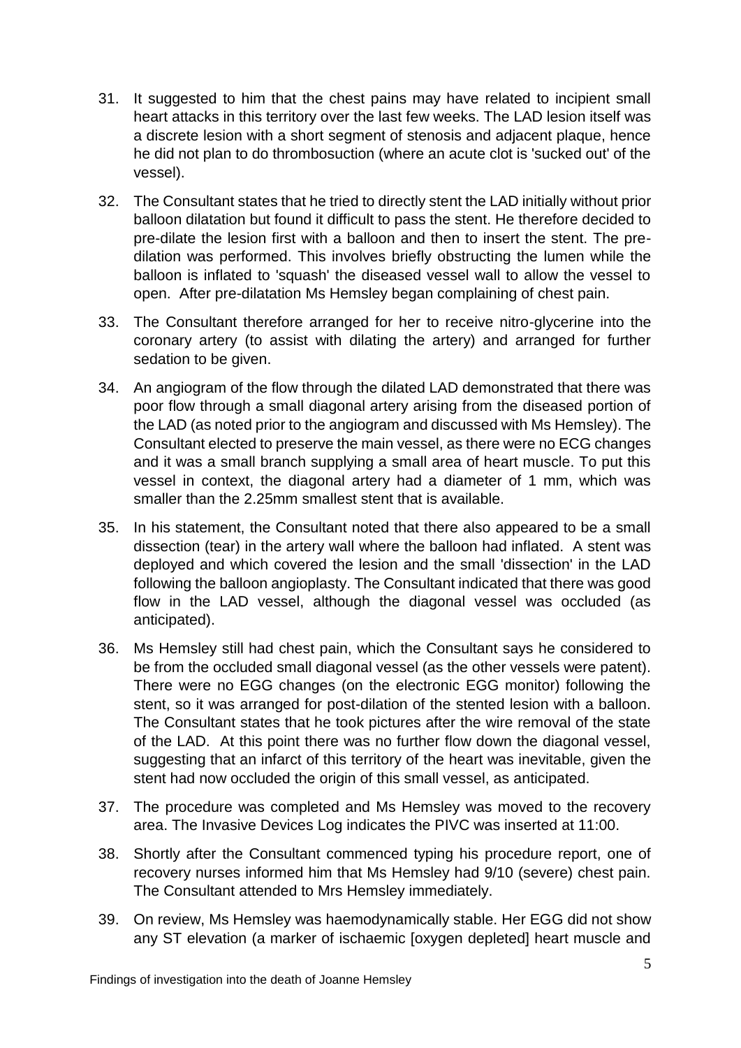31. It suggested to him that the chest pains may have related to incipient small heart attacks in this territory over the last few weeks. The LAD lesion itself was a discrete lesion with a short segment of stenosis and adjacent plaque, hence he did not plan to do thrombosuction (where an acute clot is 'sucked out' of the vessel).

32. The Consultant states that he tried to directly stent the LAD initially without prior balloon dilatation but found it difficult to pass the stent. He therefore decided to pre-dilate the lesion first with a balloon and then to insert the stent. The pre-dilation was performed. This involves briefly obstructing the lumen while the balloon is inflated to 'squash' the diseased vessel wall to allow the vessel to open. After pre-dilatation Ms Hemsley began complaining of chest pain.

33. The Consultant therefore arranged for her to receive nitro-glycerine into the coronary artery (to assist with dilating the artery) and arranged for further sedation to be given.

34. An angiogram of the flow through the dilated LAD demonstrated that there was poor flow through a small diagonal artery arising from the diseased portion of the LAD (as noted prior to the angiogram and discussed with Ms Hemsley). The Consultant elected to preserve the main vessel, as there were no ECG changes and it was a small branch supplying a small area of heart muscle. To put this vessel in context, the diagonal artery had a diameter of 1 mm, which was smaller than the 2.25mm smallest stent that is available.

35. In his statement, the Consultant noted that there also appeared to be a small dissection (tear) in the artery wall where the balloon had inflated. A stent was deployed and which covered the lesion and the small 'dissection' in the LAD following the balloon angioplasty. The Consultant indicated that there was good flow in the LAD vessel, although the diagonal vessel was occluded (as anticipated).

36. Ms Hemsley still had chest pain, which the Consultant says he considered to be from the occluded small diagonal vessel (as the other vessels were patent). There were no EGG changes (on the electronic EGG monitor) following the stent, so it was arranged for post-dilation of the stented lesion with a balloon. The Consultant states that he took pictures after the wire removal of the state of the LAD. At this point there was no further flow down the diagonal vessel, suggesting that an infarct of this territory of the heart was inevitable, given the stent had now occluded the origin of this small vessel, as anticipated.

37. The procedure was completed and Ms Hemsley was moved to the recovery area. The Invasive Devices Log indicates the PIVC was inserted at 11:00.

38. Shortly after the Consultant commenced typing his procedure report, one of recovery nurses informed him that Ms Hemsley had 9/10 (severe) chest pain. The Consultant attended to Mrs Hemsley immediately.

39. On review, Ms Hemsley was haemodynamically stable. Her EGG did not show any ST elevation (a marker of ischaemic [oxygen depleted] heart muscle and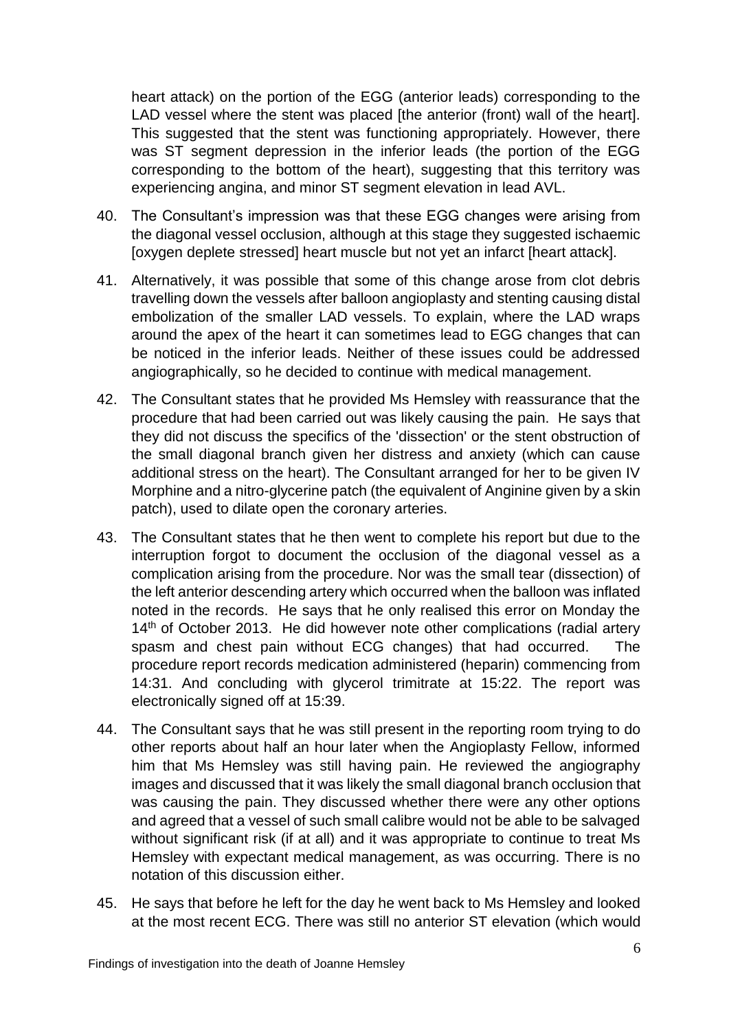heart attack) on the portion of the EGG (anterior leads) corresponding to the LAD vessel where the stent was placed [the anterior (front) wall of the heart]. This suggested that the stent was functioning appropriately. However, there was ST segment depression in the inferior leads (the portion of the EGG corresponding to the bottom of the heart), suggesting that this territory was experiencing angina, and minor ST segment elevation in lead AVL.

40. The Consultant's impression was that these EGG changes were arising from the diagonal vessel occlusion, although at this stage they suggested ischaemic [oxygen deplete stressed] heart muscle but not yet an infarct [heart attack].

41. Alternatively, it was possible that some of this change arose from clot debris travelling down the vessels after balloon angioplasty and stenting causing distal embolization of the smaller LAD vessels. To explain, where the LAD wraps around the apex of the heart it can sometimes lead to EGG changes that can be noticed in the inferior leads. Neither of these issues could be addressed angiographically, so he decided to continue with medical management.

42. The Consultant states that he provided Ms Hemsley with reassurance that the procedure that had been carried out was likely causing the pain. He says that they did not discuss the specifics of the 'dissection' or the stent obstruction of the small diagonal branch given her distress and anxiety (which can cause additional stress on the heart). The Consultant arranged for her to be given IV Morphine and a nitro-glycerine patch (the equivalent of Anginine given by a skin patch), used to dilate open the coronary arteries.

43. The Consultant states that he then went to complete his report but due to the interruption forgot to document the occlusion of the diagonal vessel as a complication arising from the procedure. Nor was the small tear (dissection) of the left anterior descending artery which occurred when the balloon was inflated noted in the records. He says that he only realised this error on Monday the 14th of October 2013. He did however note other complications (radial artery spasm and chest pain without ECG changes) that had occurred. The procedure report records medication administered (heparin) commencing from 14:31. And concluding with glycerol trimitrate at 15:22. The report was electronically signed off at 15:39.

44. The Consultant says that he was still present in the reporting room trying to do other reports about half an hour later when the Angioplasty Fellow, informed him that Ms Hemsley was still having pain. He reviewed the angiography images and discussed that it was likely the small diagonal branch occlusion that was causing the pain. They discussed whether there were any other options and agreed that a vessel of such small calibre would not be able to be salvaged without significant risk (if at all) and it was appropriate to continue to treat Ms Hemsley with expectant medical management, as was occurring. There is no notation of this discussion either.

45. He says that before he left for the day he went back to Ms Hemsley and looked at the most recent ECG. There was still no anterior ST elevation (which would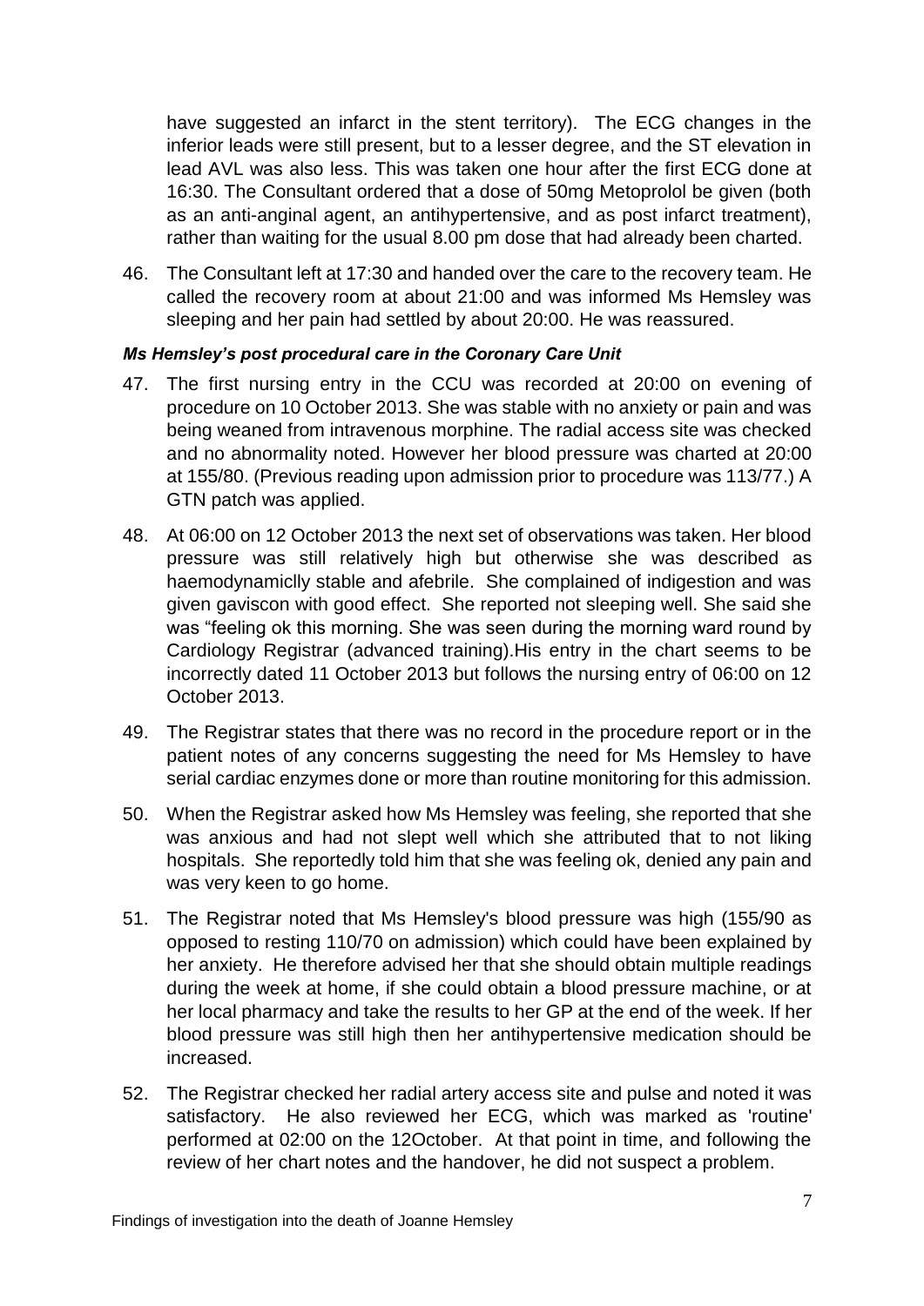have suggested an infarct in the stent territory). The ECG changes in the inferior leads were still present, but to a lesser degree, and the ST elevation in lead AVL was also less. This was taken one hour after the first ECG done at 16:30. The Consultant ordered that a dose of 50mg Metoprolol be given (both as an anti-anginal agent, an antihypertensive, and as post infarct treatment), rather than waiting for the usual 8.00 pm dose that had already been charted.

46. The Consultant left at 17:30 and handed over the care to the recovery team. He called the recovery room at about 21:00 and was informed Ms Hemsley was sleeping and her pain had settled by about 20:00. He was reassured.

#### *Ms Hemsley's post procedural care in the Coronary Care Unit*

47. The first nursing entry in the CCU was recorded at 20:00 on evening of procedure on 10 October 2013. She was stable with no anxiety or pain and was being weaned from intravenous morphine. The radial access site was checked and no abnormality noted. However her blood pressure was charted at 20:00 at 155/80. (Previous reading upon admission prior to procedure was 113/77.) A GTN patch was applied.

48. At 06:00 on 12 October 2013 the next set of observations was taken. Her blood pressure was still relatively high but otherwise she was described as haemodynamiclly stable and afebrile. She complained of indigestion and was given gaviscon with good effect. She reported not sleeping well. She said she was "feeling ok this morning. She was seen during the morning ward round by Cardiology Registrar (advanced training).His entry in the chart seems to be incorrectly dated 11 October 2013 but follows the nursing entry of 06:00 on 12 October 2013.

49. The Registrar states that there was no record in the procedure report or in the patient notes of any concerns suggesting the need for Ms Hemsley to have serial cardiac enzymes done or more than routine monitoring for this admission.

50. When the Registrar asked how Ms Hemsley was feeling, she reported that she was anxious and had not slept well which she attributed that to not liking hospitals. She reportedly told him that she was feeling ok, denied any pain and was very keen to go home.

51. The Registrar noted that Ms Hemsley's blood pressure was high (155/90 as opposed to resting 110/70 on admission) which could have been explained by her anxiety. He therefore advised her that she should obtain multiple readings during the week at home, if she could obtain a blood pressure machine, or at her local pharmacy and take the results to her GP at the end of the week. If her blood pressure was still high then her antihypertensive medication should be increased.

52. The Registrar checked her radial artery access site and pulse and noted it was satisfactory. He also reviewed her ECG, which was marked as 'routine' performed at 02:00 on the 12October. At that point in time, and following the review of her chart notes and the handover, he did not suspect a problem.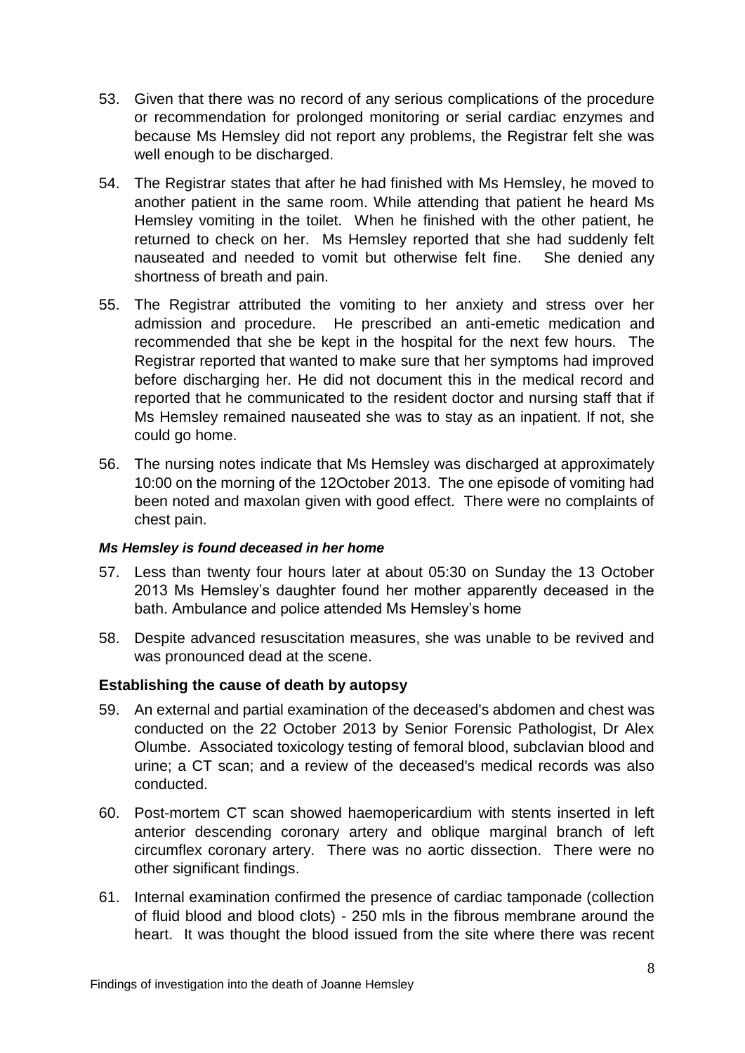53. Given that there was no record of any serious complications of the procedure or recommendation for prolonged monitoring or serial cardiac enzymes and because Ms Hemsley did not report any problems, the Registrar felt she was well enough to be discharged.

54. The Registrar states that after he had finished with Ms Hemsley, he moved to another patient in the same room. While attending that patient he heard Ms Hemsley vomiting in the toilet. When he finished with the other patient, he returned to check on her. Ms Hemsley reported that she had suddenly felt nauseated and needed to vomit but otherwise felt fine. She denied any shortness of breath and pain.

55. The Registrar attributed the vomiting to her anxiety and stress over her admission and procedure. He prescribed an anti-emetic medication and recommended that she be kept in the hospital for the next few hours. The Registrar reported that wanted to make sure that her symptoms had improved before discharging her. He did not document this in the medical record and reported that he communicated to the resident doctor and nursing staff that if Ms Hemsley remained nauseated she was to stay as an inpatient. If not, she could go home.

56. The nursing notes indicate that Ms Hemsley was discharged at approximately 10:00 on the morning of the 12October 2013. The one episode of vomiting had been noted and maxolan given with good effect. There were no complaints of chest pain.

#### *Ms Hemsley is found deceased in her home*

57. Less than twenty four hours later at about 05:30 on Sunday the 13 October 2013 Ms Hemsley's daughter found her mother apparently deceased in the bath. Ambulance and police attended Ms Hemsley's home

58. Despite advanced resuscitation measures, she was unable to be revived and was pronounced dead at the scene.

### **Establishing the cause of death by autopsy**

59. An external and partial examination of the deceased's abdomen and chest was conducted on the 22 October 2013 by Senior Forensic Pathologist, Dr Alex Olumbe. Associated toxicology testing of femoral blood, subclavian blood and urine; a CT scan; and a review of the deceased's medical records was also conducted.

60. Post-mortem CT scan showed haemopericardium with stents inserted in left anterior descending coronary artery and oblique marginal branch of left circumflex coronary artery. There was no aortic dissection. There were no other significant findings.

61. Internal examination confirmed the presence of cardiac tamponade (collection of fluid blood and blood clots) - 250 mls in the fibrous membrane around the heart. It was thought the blood issued from the site where there was recent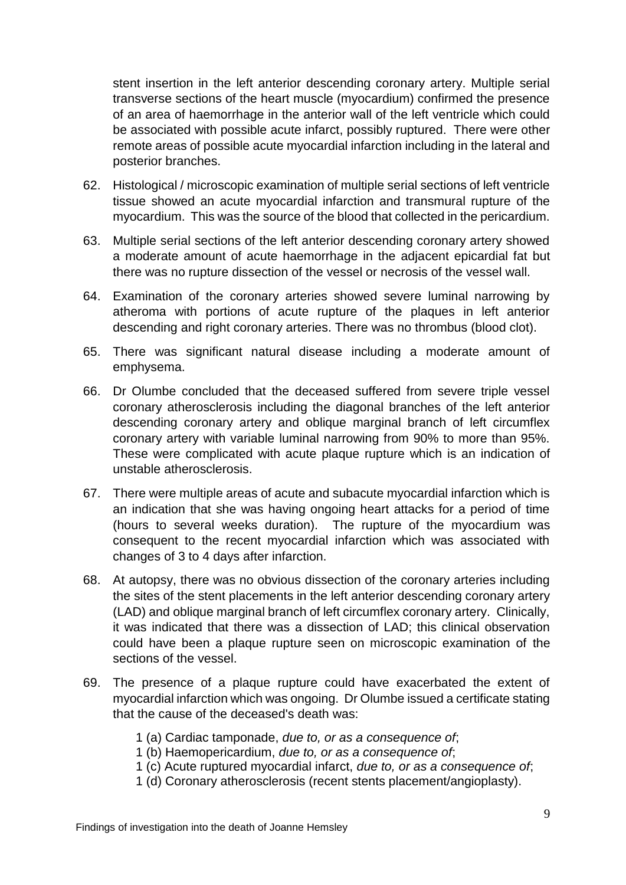stent insertion in the left anterior descending coronary artery. Multiple serial transverse sections of the heart muscle (myocardium) confirmed the presence of an area of haemorrhage in the anterior wall of the left ventricle which could be associated with possible acute infarct, possibly ruptured. There were other remote areas of possible acute myocardial infarction including in the lateral and posterior branches.

62. Histological / microscopic examination of multiple serial sections of left ventricle tissue showed an acute myocardial infarction and transmural rupture of the myocardium. This was the source of the blood that collected in the pericardium.

63. Multiple serial sections of the left anterior descending coronary artery showed a moderate amount of acute haemorrhage in the adjacent epicardial fat but there was no rupture dissection of the vessel or necrosis of the vessel wall.

64. Examination of the coronary arteries showed severe luminal narrowing by atheroma with portions of acute rupture of the plaques in left anterior descending and right coronary arteries. There was no thrombus (blood clot).

65. There was significant natural disease including a moderate amount of emphysema.

66. Dr Olumbe concluded that the deceased suffered from severe triple vessel coronary atherosclerosis including the diagonal branches of the left anterior descending coronary artery and oblique marginal branch of left circumflex coronary artery with variable luminal narrowing from 90% to more than 95%. These were complicated with acute plaque rupture which is an indication of unstable atherosclerosis.

67. There were multiple areas of acute and subacute myocardial infarction which is an indication that she was having ongoing heart attacks for a period of time (hours to several weeks duration). The rupture of the myocardium was consequent to the recent myocardial infarction which was associated with changes of 3 to 4 days after infarction.

68. At autopsy, there was no obvious dissection of the coronary arteries including the sites of the stent placements in the left anterior descending coronary artery (LAD) and oblique marginal branch of left circumflex coronary artery. Clinically, it was indicated that there was a dissection of LAD; this clinical observation could have been a plaque rupture seen on microscopic examination of the sections of the vessel.

69. The presence of a plaque rupture could have exacerbated the extent of myocardial infarction which was ongoing. Dr Olumbe issued a certificate stating that the cause of the deceased's death was:

    1 (a) Cardiac tamponade, *due to, or as a consequence of*;
    1 (b) Haemopericardium, *due to, or as a consequence of*;
    1 (c) Acute ruptured myocardial infarct, *due to, or as a consequence of*;
    1 (d) Coronary atherosclerosis (recent stents placement/angioplasty).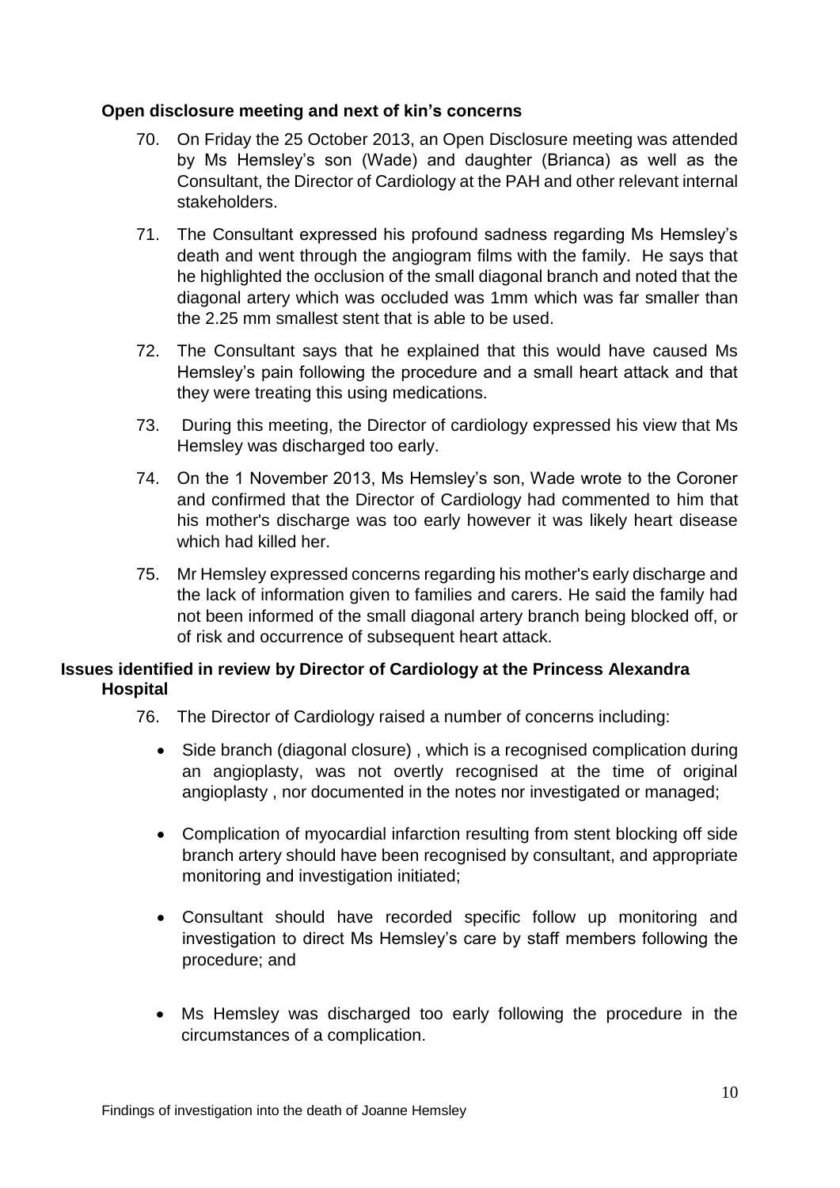### Open disclosure meeting and next of kin's concerns

70. On Friday the 25 October 2013, an Open Disclosure meeting was attended by Ms Hemsley's son (Wade) and daughter (Brianca) as well as the Consultant, the Director of Cardiology at the PAH and other relevant internal stakeholders.

71. The Consultant expressed his profound sadness regarding Ms Hemsley's death and went through the angiogram films with the family. He says that he highlighted the occlusion of the small diagonal branch and noted that the diagonal artery which was occluded was 1mm which was far smaller than the 2.25 mm smallest stent that is able to be used.

72. The Consultant says that he explained that this would have caused Ms Hemsley's pain following the procedure and a small heart attack and that they were treating this using medications.

73. During this meeting, the Director of cardiology expressed his view that Ms Hemsley was discharged too early.

74. On the 1 November 2013, Ms Hemsley's son, Wade wrote to the Coroner and confirmed that the Director of Cardiology had commented to him that his mother's discharge was too early however it was likely heart disease which had killed her.

75. Mr Hemsley expressed concerns regarding his mother's early discharge and the lack of information given to families and carers. He said the family had not been informed of the small diagonal artery branch being blocked off, or of risk and occurrence of subsequent heart attack.

### Issues identified in review by Director of Cardiology at the Princess Alexandra Hospital

76. The Director of Cardiology raised a number of concerns including:

    - Side branch (diagonal closure) , which is a recognised complication during an angioplasty, was not overtly recognised at the time of original angioplasty , nor documented in the notes nor investigated or managed;
    - Complication of myocardial infarction resulting from stent blocking off side branch artery should have been recognised by consultant, and appropriate monitoring and investigation initiated;
    - Consultant should have recorded specific follow up monitoring and investigation to direct Ms Hemsley's care by staff members following the procedure; and
    - Ms Hemsley was discharged too early following the procedure in the circumstances of a complication.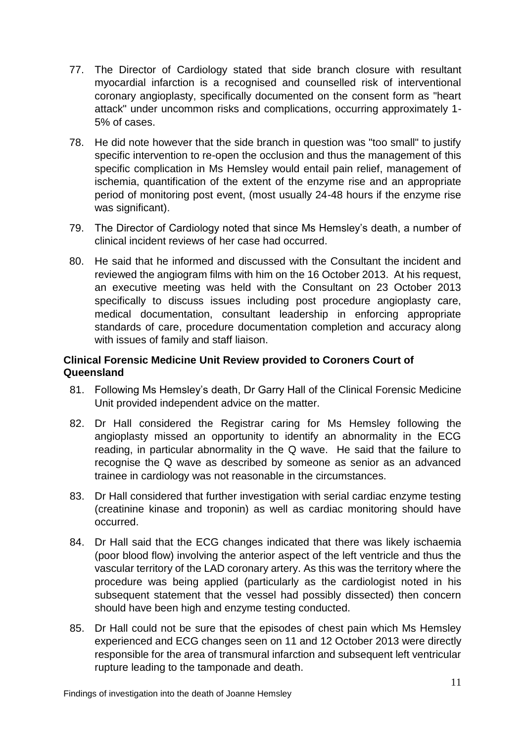77. The Director of Cardiology stated that side branch closure with resultant myocardial infarction is a recognised and counselled risk of interventional coronary angioplasty, specifically documented on the consent form as "heart attack" under uncommon risks and complications, occurring approximately 1-5% of cases.

78. He did note however that the side branch in question was "too small" to justify specific intervention to re-open the occlusion and thus the management of this specific complication in Ms Hemsley would entail pain relief, management of ischemia, quantification of the extent of the enzyme rise and an appropriate period of monitoring post event, (most usually 24-48 hours if the enzyme rise was significant).

79. The Director of Cardiology noted that since Ms Hemsley's death, a number of clinical incident reviews of her case had occurred.

80. He said that he informed and discussed with the Consultant the incident and reviewed the angiogram films with him on the 16 October 2013. At his request, an executive meeting was held with the Consultant on 23 October 2013 specifically to discuss issues including post procedure angioplasty care, medical documentation, consultant leadership in enforcing appropriate standards of care, procedure documentation completion and accuracy along with issues of family and staff liaison.

**Clinical Forensic Medicine Unit Review provided to Coroners Court of Queensland**

81. Following Ms Hemsley's death, Dr Garry Hall of the Clinical Forensic Medicine Unit provided independent advice on the matter.

82. Dr Hall considered the Registrar caring for Ms Hemsley following the angioplasty missed an opportunity to identify an abnormality in the ECG reading, in particular abnormality in the Q wave. He said that the failure to recognise the Q wave as described by someone as senior as an advanced trainee in cardiology was not reasonable in the circumstances.

83. Dr Hall considered that further investigation with serial cardiac enzyme testing (creatinine kinase and troponin) as well as cardiac monitoring should have occurred.

84. Dr Hall said that the ECG changes indicated that there was likely ischaemia (poor blood flow) involving the anterior aspect of the left ventricle and thus the vascular territory of the LAD coronary artery. As this was the territory where the procedure was being applied (particularly as the cardiologist noted in his subsequent statement that the vessel had possibly dissected) then concern should have been high and enzyme testing conducted.

85. Dr Hall could not be sure that the episodes of chest pain which Ms Hemsley experienced and ECG changes seen on 11 and 12 October 2013 were directly responsible for the area of transmural infarction and subsequent left ventricular rupture leading to the tamponade and death.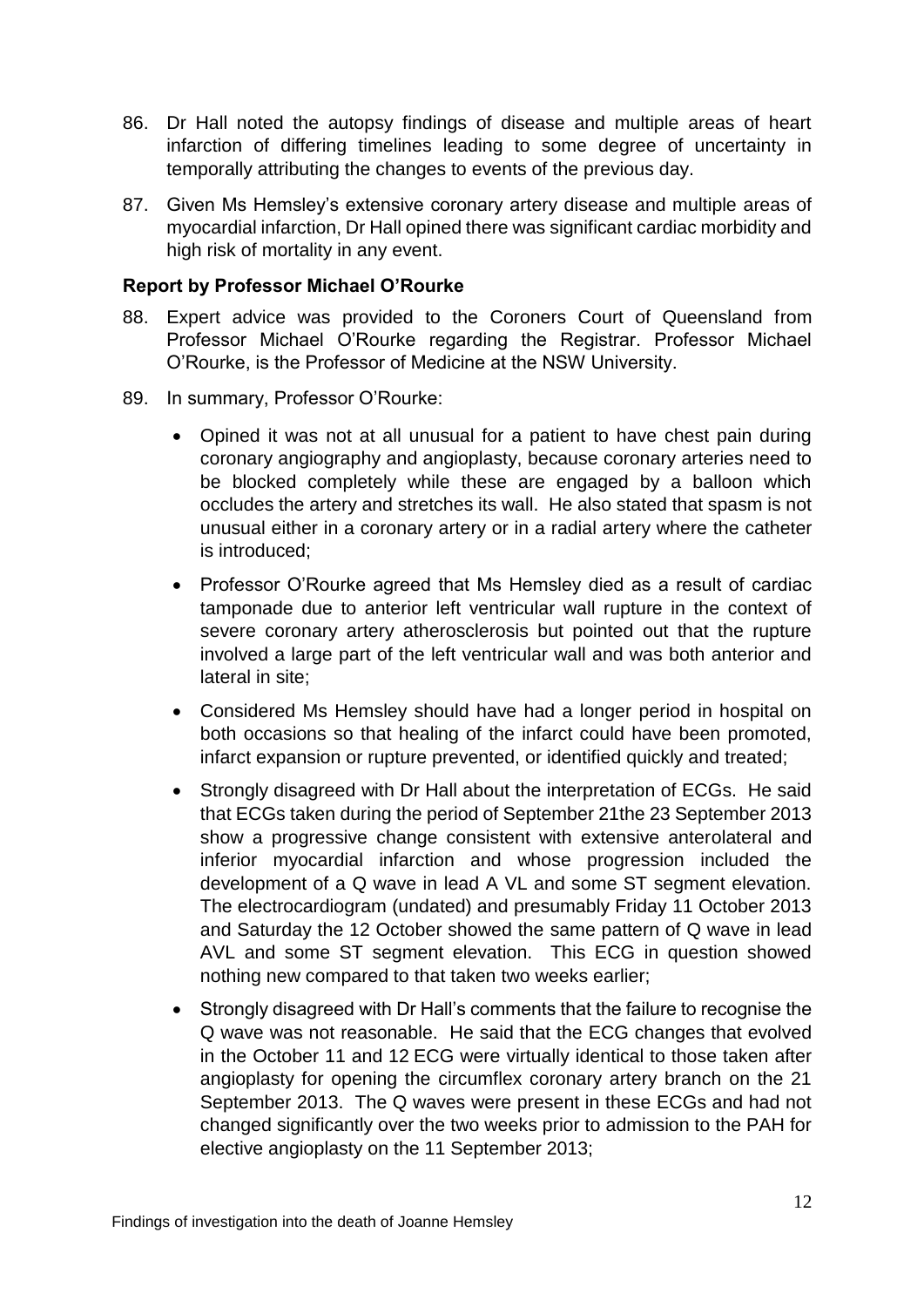86. Dr Hall noted the autopsy findings of disease and multiple areas of heart infarction of differing timelines leading to some degree of uncertainty in temporally attributing the changes to events of the previous day.

87. Given Ms Hemsley's extensive coronary artery disease and multiple areas of myocardial infarction, Dr Hall opined there was significant cardiac morbidity and high risk of mortality in any event.

### Report by Professor Michael O'Rourke

88. Expert advice was provided to the Coroners Court of Queensland from Professor Michael O'Rourke regarding the Registrar. Professor Michael O'Rourke, is the Professor of Medicine at the NSW University.

89. In summary, Professor O'Rourke:

    - Opined it was not at all unusual for a patient to have chest pain during coronary angiography and angioplasty, because coronary arteries need to be blocked completely while these are engaged by a balloon which occludes the artery and stretches its wall. He also stated that spasm is not unusual either in a coronary artery or in a radial artery where the catheter is introduced;
    - Professor O'Rourke agreed that Ms Hemsley died as a result of cardiac tamponade due to anterior left ventricular wall rupture in the context of severe coronary artery atherosclerosis but pointed out that the rupture involved a large part of the left ventricular wall and was both anterior and lateral in site;
    - Considered Ms Hemsley should have had a longer period in hospital on both occasions so that healing of the infarct could have been promoted, infarct expansion or rupture prevented, or identified quickly and treated;
    - Strongly disagreed with Dr Hall about the interpretation of ECGs. He said that ECGs taken during the period of September 21the 23 September 2013 show a progressive change consistent with extensive anterolateral and inferior myocardial infarction and whose progression included the development of a Q wave in lead A VL and some ST segment elevation. The electrocardiogram (undated) and presumably Friday 11 October 2013 and Saturday the 12 October showed the same pattern of Q wave in lead AVL and some ST segment elevation. This ECG in question showed nothing new compared to that taken two weeks earlier;
    - Strongly disagreed with Dr Hall's comments that the failure to recognise the Q wave was not reasonable. He said that the ECG changes that evolved in the October 11 and 12 ECG were virtually identical to those taken after angioplasty for opening the circumflex coronary artery branch on the 21 September 2013. The Q waves were present in these ECGs and had not changed significantly over the two weeks prior to admission to the PAH for elective angioplasty on the 11 September 2013;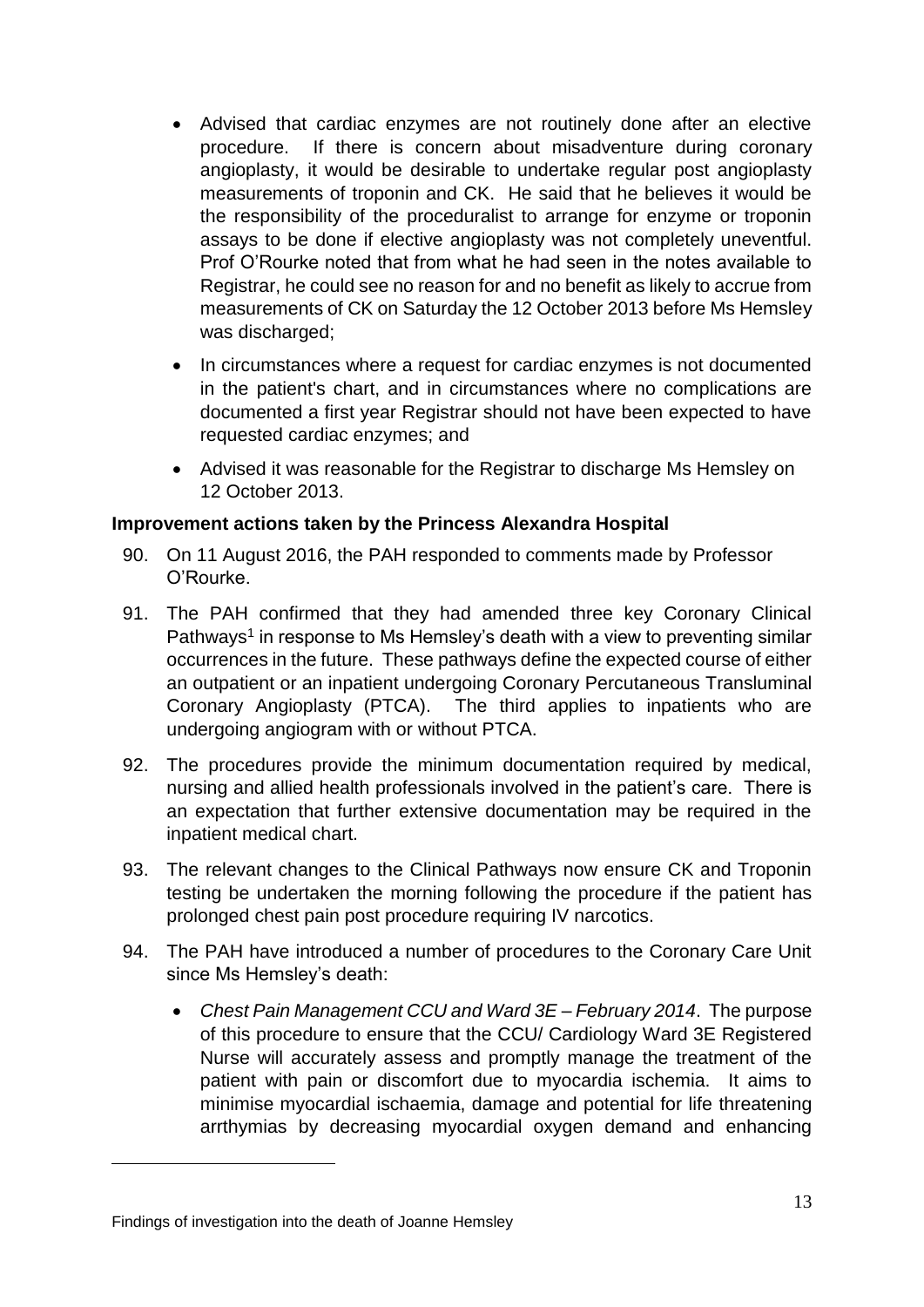- Advised that cardiac enzymes are not routinely done after an elective procedure. If there is concern about misadventure during coronary angioplasty, it would be desirable to undertake regular post angioplasty measurements of troponin and CK. He said that he believes it would be the responsibility of the proceduralist to arrange for enzyme or troponin assays to be done if elective angioplasty was not completely uneventful. Prof O'Rourke noted that from what he had seen in the notes available to Registrar, he could see no reason for and no benefit as likely to accrue from measurements of CK on Saturday the 12 October 2013 before Ms Hemsley was discharged;
- In circumstances where a request for cardiac enzymes is not documented in the patient's chart, and in circumstances where no complications are documented a first year Registrar should not have been expected to have requested cardiac enzymes; and
- Advised it was reasonable for the Registrar to discharge Ms Hemsley on 12 October 2013.

**Improvement actions taken by the Princess Alexandra Hospital**

90. On 11 August 2016, the PAH responded to comments made by Professor O'Rourke.

91. The PAH confirmed that they had amended three key Coronary Clinical Pathways[1] in response to Ms Hemsley's death with a view to preventing similar occurrences in the future. These pathways define the expected course of either an outpatient or an inpatient undergoing Coronary Percutaneous Transluminal Coronary Angioplasty (PTCA). The third applies to inpatients who are undergoing angiogram with or without PTCA.

92. The procedures provide the minimum documentation required by medical, nursing and allied health professionals involved in the patient's care. There is an expectation that further extensive documentation may be required in the inpatient medical chart.

93. The relevant changes to the Clinical Pathways now ensure CK and Troponin testing be undertaken the morning following the procedure if the patient has prolonged chest pain post procedure requiring IV narcotics.

94. The PAH have introduced a number of procedures to the Coronary Care Unit since Ms Hemsley's death:

   - *Chest Pain Management CCU and Ward 3E – February 2014*. The purpose of this procedure to ensure that the CCU/ Cardiology Ward 3E Registered Nurse will accurately assess and promptly manage the treatment of the patient with pain or discomfort due to myocardia ischemia. It aims to minimise myocardial ischaemia, damage and potential for life threatening arrthymias by decreasing myocardial oxygen demand and enhancing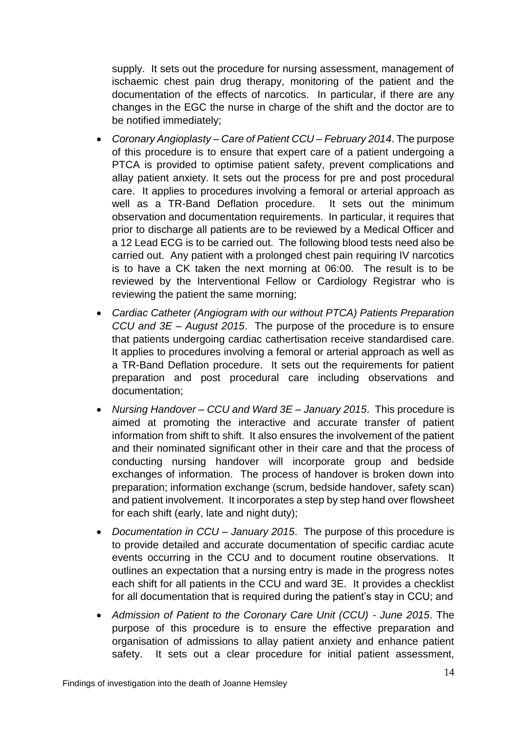supply. It sets out the procedure for nursing assessment, management of ischaemic chest pain drug therapy, monitoring of the patient and the documentation of the effects of narcotics. In particular, if there are any changes in the EGC the nurse in charge of the shift and the doctor are to be notified immediately;

- *Coronary Angioplasty – Care of Patient CCU – February 2014*. The purpose of this procedure is to ensure that expert care of a patient undergoing a PTCA is provided to optimise patient safety, prevent complications and allay patient anxiety. It sets out the process for pre and post procedural care. It applies to procedures involving a femoral or arterial approach as well as a TR-Band Deflation procedure. It sets out the minimum observation and documentation requirements. In particular, it requires that prior to discharge all patients are to be reviewed by a Medical Officer and a 12 Lead ECG is to be carried out. The following blood tests need also be carried out. Any patient with a prolonged chest pain requiring IV narcotics is to have a CK taken the next morning at 06:00. The result is to be reviewed by the Interventional Fellow or Cardiology Registrar who is reviewing the patient the same morning;
- *Cardiac Catheter (Angiogram with our without PTCA) Patients Preparation CCU and 3E – August 2015*. The purpose of the procedure is to ensure that patients undergoing cardiac cathertisation receive standardised care. It applies to procedures involving a femoral or arterial approach as well as a TR-Band Deflation procedure. It sets out the requirements for patient preparation and post procedural care including observations and documentation;
- *Nursing Handover – CCU and Ward 3E – January 2015*. This procedure is aimed at promoting the interactive and accurate transfer of patient information from shift to shift. It also ensures the involvement of the patient and their nominated significant other in their care and that the process of conducting nursing handover will incorporate group and bedside exchanges of information. The process of handover is broken down into preparation; information exchange (scrum, bedside handover, safety scan) and patient involvement. It incorporates a step by step hand over flowsheet for each shift (early, late and night duty);
- *Documentation in CCU – January 2015*. The purpose of this procedure is to provide detailed and accurate documentation of specific cardiac acute events occurring in the CCU and to document routine observations. It outlines an expectation that a nursing entry is made in the progress notes each shift for all patients in the CCU and ward 3E. It provides a checklist for all documentation that is required during the patient's stay in CCU; and
- *Admission of Patient to the Coronary Care Unit (CCU) - June 2015*. The purpose of this procedure is to ensure the effective preparation and organisation of admissions to allay patient anxiety and enhance patient safety. It sets out a clear procedure for initial patient assessment,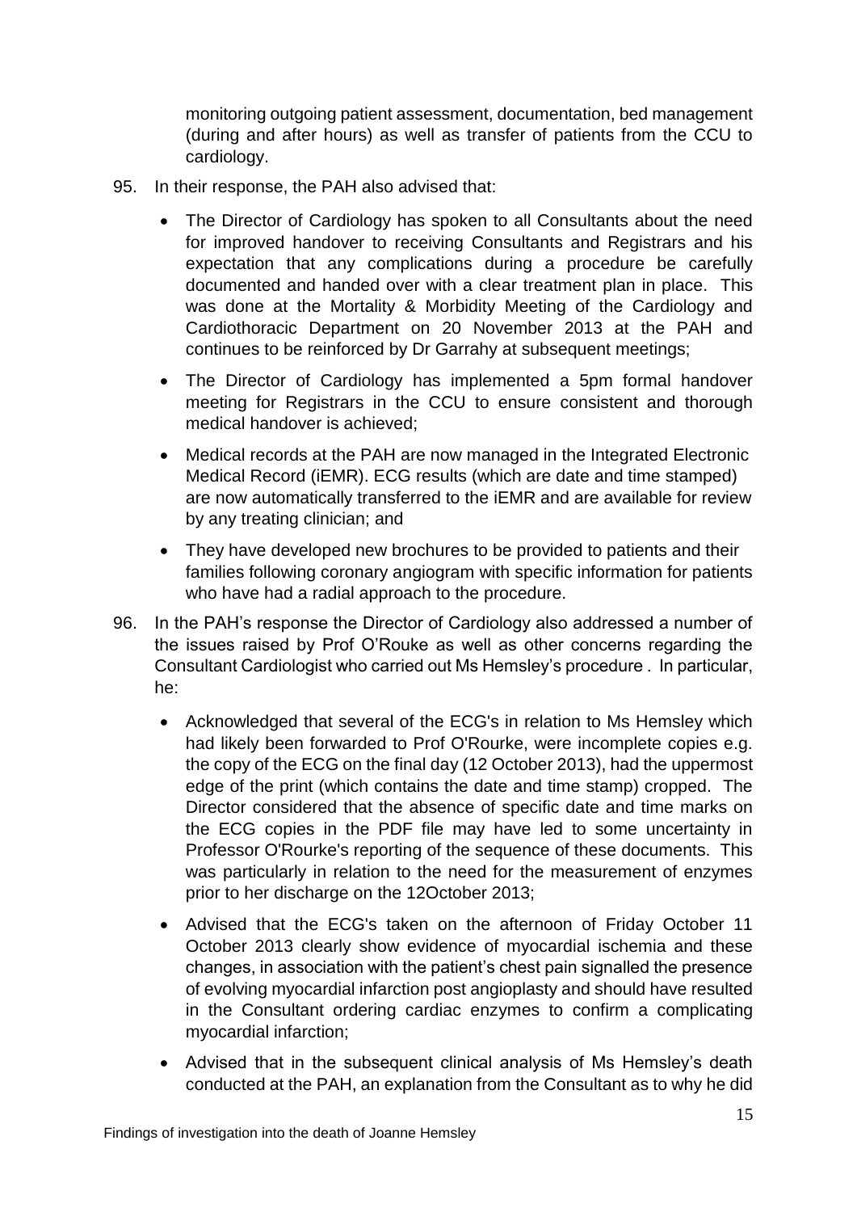monitoring outgoing patient assessment, documentation, bed management (during and after hours) as well as transfer of patients from the CCU to cardiology.

95. In their response, the PAH also advised that:

    - The Director of Cardiology has spoken to all Consultants about the need for improved handover to receiving Consultants and Registrars and his expectation that any complications during a procedure be carefully documented and handed over with a clear treatment plan in place. This was done at the Mortality & Morbidity Meeting of the Cardiology and Cardiothoracic Department on 20 November 2013 at the PAH and continues to be reinforced by Dr Garrahy at subsequent meetings;
    - The Director of Cardiology has implemented a 5pm formal handover meeting for Registrars in the CCU to ensure consistent and thorough medical handover is achieved;
    - Medical records at the PAH are now managed in the Integrated Electronic Medical Record (iEMR). ECG results (which are date and time stamped) are now automatically transferred to the iEMR and are available for review by any treating clinician; and
    - They have developed new brochures to be provided to patients and their families following coronary angiogram with specific information for patients who have had a radial approach to the procedure.

96. In the PAH's response the Director of Cardiology also addressed a number of the issues raised by Prof O'Rouke as well as other concerns regarding the Consultant Cardiologist who carried out Ms Hemsley's procedure . In particular, he:

    - Acknowledged that several of the ECG's in relation to Ms Hemsley which had likely been forwarded to Prof O'Rourke, were incomplete copies e.g. the copy of the ECG on the final day (12 October 2013), had the uppermost edge of the print (which contains the date and time stamp) cropped. The Director considered that the absence of specific date and time marks on the ECG copies in the PDF file may have led to some uncertainty in Professor O'Rourke's reporting of the sequence of these documents. This was particularly in relation to the need for the measurement of enzymes prior to her discharge on the 12October 2013;
    - Advised that the ECG's taken on the afternoon of Friday October 11 October 2013 clearly show evidence of myocardial ischemia and these changes, in association with the patient's chest pain signalled the presence of evolving myocardial infarction post angioplasty and should have resulted in the Consultant ordering cardiac enzymes to confirm a complicating myocardial infarction;
    - Advised that in the subsequent clinical analysis of Ms Hemsley's death conducted at the PAH, an explanation from the Consultant as to why he did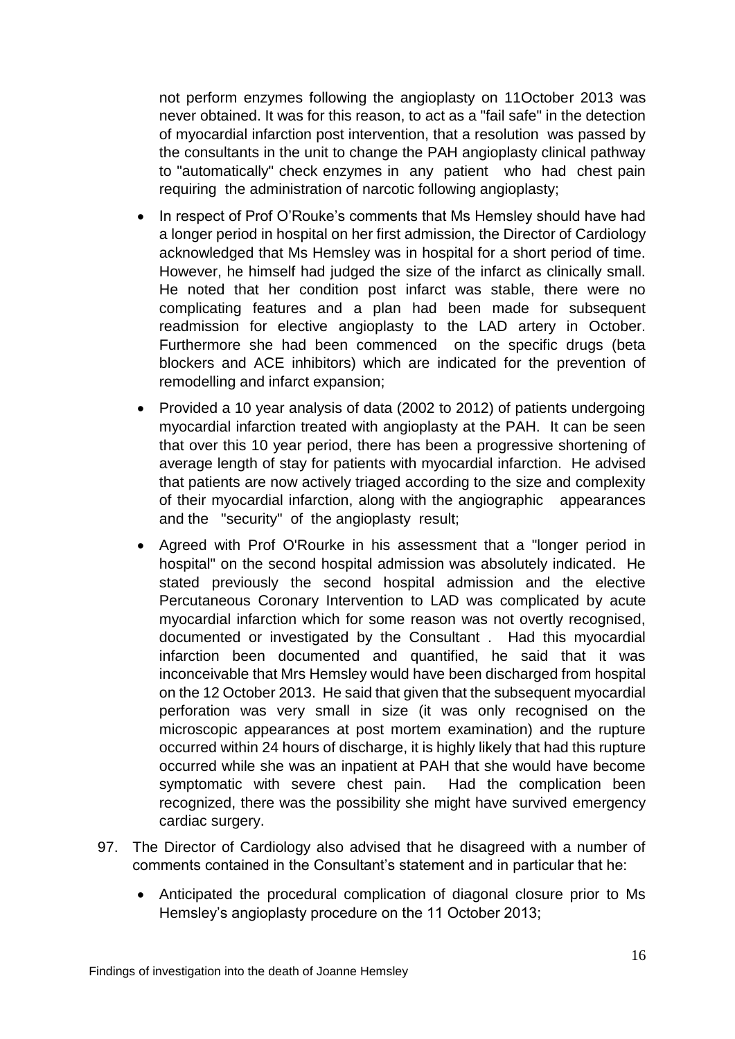not perform enzymes following the angioplasty on 11October 2013 was never obtained. It was for this reason, to act as a "fail safe" in the detection of myocardial infarction post intervention, that a resolution was passed by the consultants in the unit to change the PAH angioplasty clinical pathway to "automatically" check enzymes in any patient who had chest pain requiring the administration of narcotic following angioplasty;

- In respect of Prof O'Rouke's comments that Ms Hemsley should have had a longer period in hospital on her first admission, the Director of Cardiology acknowledged that Ms Hemsley was in hospital for a short period of time. However, he himself had judged the size of the infarct as clinically small. He noted that her condition post infarct was stable, there were no complicating features and a plan had been made for subsequent readmission for elective angioplasty to the LAD artery in October. Furthermore she had been commenced on the specific drugs (beta blockers and ACE inhibitors) which are indicated for the prevention of remodelling and infarct expansion;
- Provided a 10 year analysis of data (2002 to 2012) of patients undergoing myocardial infarction treated with angioplasty at the PAH. It can be seen that over this 10 year period, there has been a progressive shortening of average length of stay for patients with myocardial infarction. He advised that patients are now actively triaged according to the size and complexity of their myocardial infarction, along with the angiographic appearances and the "security" of the angioplasty result;
- Agreed with Prof O'Rourke in his assessment that a "longer period in hospital" on the second hospital admission was absolutely indicated. He stated previously the second hospital admission and the elective Percutaneous Coronary Intervention to LAD was complicated by acute myocardial infarction which for some reason was not overtly recognised, documented or investigated by the Consultant . Had this myocardial infarction been documented and quantified, he said that it was inconceivable that Mrs Hemsley would have been discharged from hospital on the 12 October 2013. He said that given that the subsequent myocardial perforation was very small in size (it was only recognised on the microscopic appearances at post mortem examination) and the rupture occurred within 24 hours of discharge, it is highly likely that had this rupture occurred while she was an inpatient at PAH that she would have become symptomatic with severe chest pain. Had the complication been recognized, there was the possibility she might have survived emergency cardiac surgery.

97. The Director of Cardiology also advised that he disagreed with a number of comments contained in the Consultant's statement and in particular that he:

    - Anticipated the procedural complication of diagonal closure prior to Ms Hemsley's angioplasty procedure on the 11 October 2013;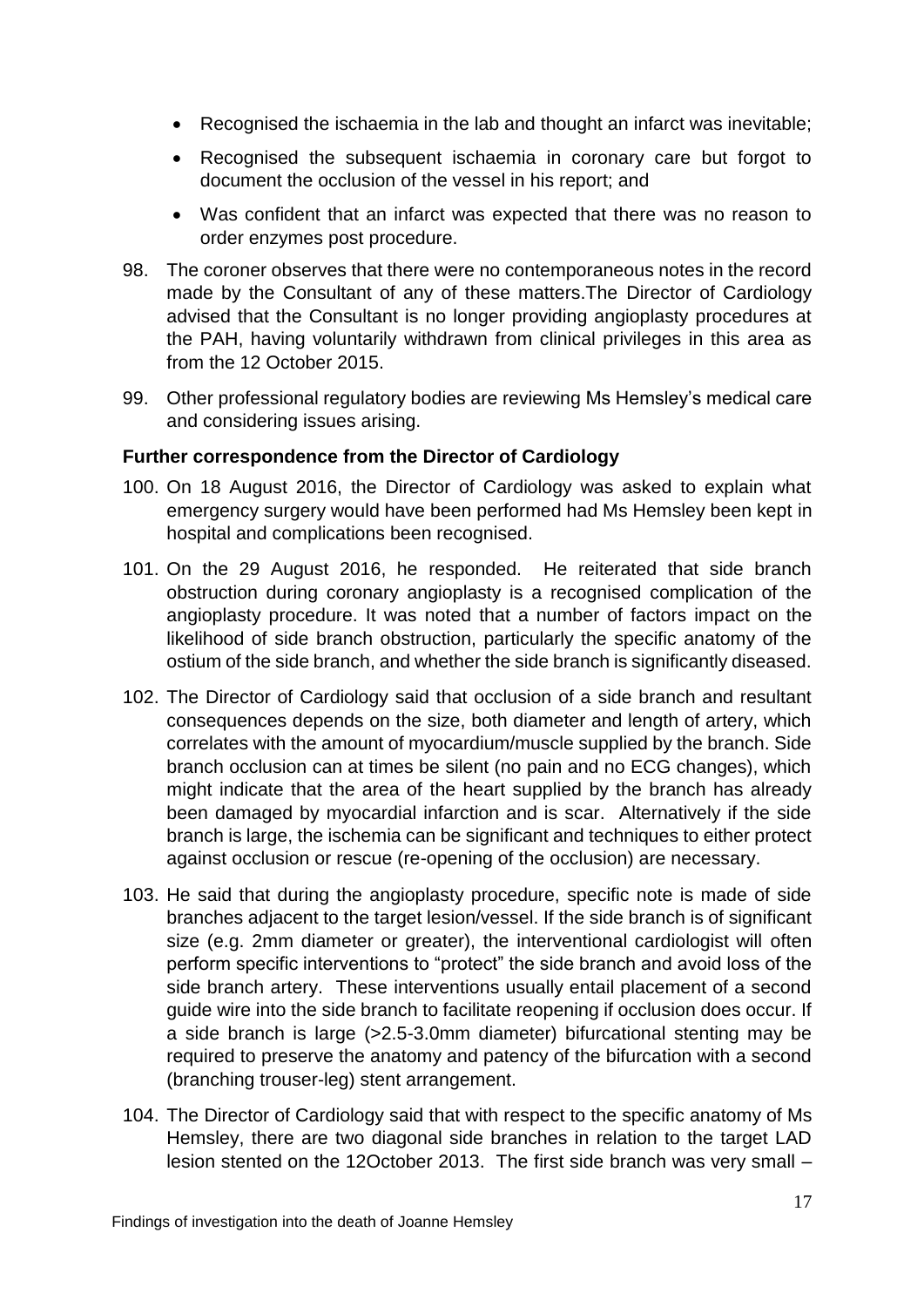- Recognised the ischaemia in the lab and thought an infarct was inevitable;
- Recognised the subsequent ischaemia in coronary care but forgot to document the occlusion of the vessel in his report; and
- Was confident that an infarct was expected that there was no reason to order enzymes post procedure.

98. The coroner observes that there were no contemporaneous notes in the record made by the Consultant of any of these matters.The Director of Cardiology advised that the Consultant is no longer providing angioplasty procedures at the PAH, having voluntarily withdrawn from clinical privileges in this area as from the 12 October 2015.

99. Other professional regulatory bodies are reviewing Ms Hemsley's medical care and considering issues arising.

**Further correspondence from the Director of Cardiology**

100. On 18 August 2016, the Director of Cardiology was asked to explain what emergency surgery would have been performed had Ms Hemsley been kept in hospital and complications been recognised.

101. On the 29 August 2016, he responded. He reiterated that side branch obstruction during coronary angioplasty is a recognised complication of the angioplasty procedure. It was noted that a number of factors impact on the likelihood of side branch obstruction, particularly the specific anatomy of the ostium of the side branch, and whether the side branch is significantly diseased.

102. The Director of Cardiology said that occlusion of a side branch and resultant consequences depends on the size, both diameter and length of artery, which correlates with the amount of myocardium/muscle supplied by the branch. Side branch occlusion can at times be silent (no pain and no ECG changes), which might indicate that the area of the heart supplied by the branch has already been damaged by myocardial infarction and is scar. Alternatively if the side branch is large, the ischemia can be significant and techniques to either protect against occlusion or rescue (re-opening of the occlusion) are necessary.

103. He said that during the angioplasty procedure, specific note is made of side branches adjacent to the target lesion/vessel. If the side branch is of significant size (e.g. 2mm diameter or greater), the interventional cardiologist will often perform specific interventions to "protect" the side branch and avoid loss of the side branch artery. These interventions usually entail placement of a second guide wire into the side branch to facilitate reopening if occlusion does occur. If a side branch is large (>2.5-3.0mm diameter) bifurcational stenting may be required to preserve the anatomy and patency of the bifurcation with a second (branching trouser-leg) stent arrangement.

104. The Director of Cardiology said that with respect to the specific anatomy of Ms Hemsley, there are two diagonal side branches in relation to the target LAD lesion stented on the 12October 2013. The first side branch was very small –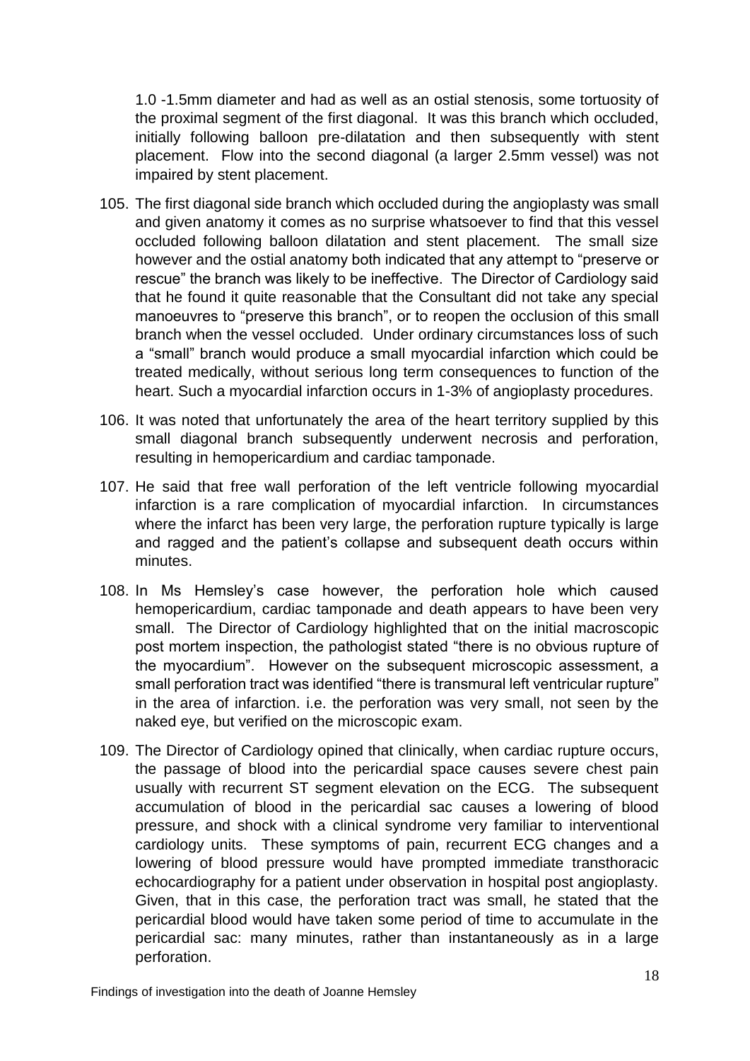1.0 -1.5mm diameter and had as well as an ostial stenosis, some tortuosity of the proximal segment of the first diagonal. It was this branch which occluded, initially following balloon pre-dilatation and then subsequently with stent placement. Flow into the second diagonal (a larger 2.5mm vessel) was not impaired by stent placement.

105. The first diagonal side branch which occluded during the angioplasty was small and given anatomy it comes as no surprise whatsoever to find that this vessel occluded following balloon dilatation and stent placement. The small size however and the ostial anatomy both indicated that any attempt to "preserve or rescue" the branch was likely to be ineffective. The Director of Cardiology said that he found it quite reasonable that the Consultant did not take any special manoeuvres to "preserve this branch", or to reopen the occlusion of this small branch when the vessel occluded. Under ordinary circumstances loss of such a "small" branch would produce a small myocardial infarction which could be treated medically, without serious long term consequences to function of the heart. Such a myocardial infarction occurs in 1-3% of angioplasty procedures.

106. It was noted that unfortunately the area of the heart territory supplied by this small diagonal branch subsequently underwent necrosis and perforation, resulting in hemopericardium and cardiac tamponade.

107. He said that free wall perforation of the left ventricle following myocardial infarction is a rare complication of myocardial infarction. In circumstances where the infarct has been very large, the perforation rupture typically is large and ragged and the patient's collapse and subsequent death occurs within minutes.

108. In Ms Hemsley's case however, the perforation hole which caused hemopericardium, cardiac tamponade and death appears to have been very small. The Director of Cardiology highlighted that on the initial macroscopic post mortem inspection, the pathologist stated "there is no obvious rupture of the myocardium". However on the subsequent microscopic assessment, a small perforation tract was identified "there is transmural left ventricular rupture" in the area of infarction. i.e. the perforation was very small, not seen by the naked eye, but verified on the microscopic exam.

109. The Director of Cardiology opined that clinically, when cardiac rupture occurs, the passage of blood into the pericardial space causes severe chest pain usually with recurrent ST segment elevation on the ECG. The subsequent accumulation of blood in the pericardial sac causes a lowering of blood pressure, and shock with a clinical syndrome very familiar to interventional cardiology units. These symptoms of pain, recurrent ECG changes and a lowering of blood pressure would have prompted immediate transthoracic echocardiography for a patient under observation in hospital post angioplasty. Given, that in this case, the perforation tract was small, he stated that the pericardial blood would have taken some period of time to accumulate in the pericardial sac: many minutes, rather than instantaneously as in a large perforation.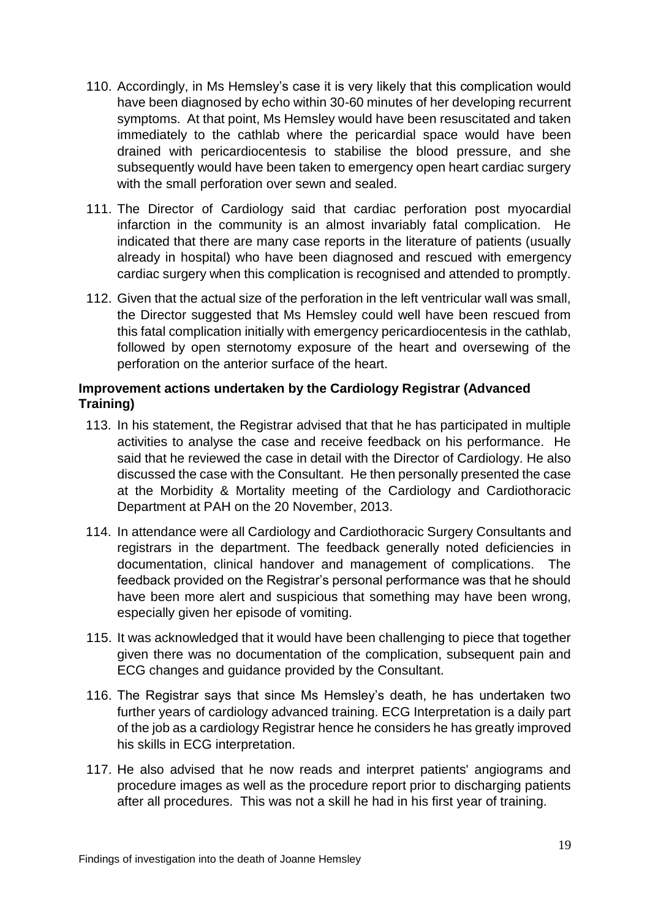110. Accordingly, in Ms Hemsley's case it is very likely that this complication would have been diagnosed by echo within 30-60 minutes of her developing recurrent symptoms. At that point, Ms Hemsley would have been resuscitated and taken immediately to the cathlab where the pericardial space would have been drained with pericardiocentesis to stabilise the blood pressure, and she subsequently would have been taken to emergency open heart cardiac surgery with the small perforation over sewn and sealed.

111. The Director of Cardiology said that cardiac perforation post myocardial infarction in the community is an almost invariably fatal complication. He indicated that there are many case reports in the literature of patients (usually already in hospital) who have been diagnosed and rescued with emergency cardiac surgery when this complication is recognised and attended to promptly.

112. Given that the actual size of the perforation in the left ventricular wall was small, the Director suggested that Ms Hemsley could well have been rescued from this fatal complication initially with emergency pericardiocentesis in the cathlab, followed by open sternotomy exposure of the heart and oversewing of the perforation on the anterior surface of the heart.

**Improvement actions undertaken by the Cardiology Registrar (Advanced Training)**

113. In his statement, the Registrar advised that that he has participated in multiple activities to analyse the case and receive feedback on his performance. He said that he reviewed the case in detail with the Director of Cardiology. He also discussed the case with the Consultant. He then personally presented the case at the Morbidity & Mortality meeting of the Cardiology and Cardiothoracic Department at PAH on the 20 November, 2013.

114. In attendance were all Cardiology and Cardiothoracic Surgery Consultants and registrars in the department. The feedback generally noted deficiencies in documentation, clinical handover and management of complications. The feedback provided on the Registrar's personal performance was that he should have been more alert and suspicious that something may have been wrong, especially given her episode of vomiting.

115. It was acknowledged that it would have been challenging to piece that together given there was no documentation of the complication, subsequent pain and ECG changes and guidance provided by the Consultant.

116. The Registrar says that since Ms Hemsley's death, he has undertaken two further years of cardiology advanced training. ECG Interpretation is a daily part of the job as a cardiology Registrar hence he considers he has greatly improved his skills in ECG interpretation.

117. He also advised that he now reads and interpret patients' angiograms and procedure images as well as the procedure report prior to discharging patients after all procedures. This was not a skill he had in his first year of training.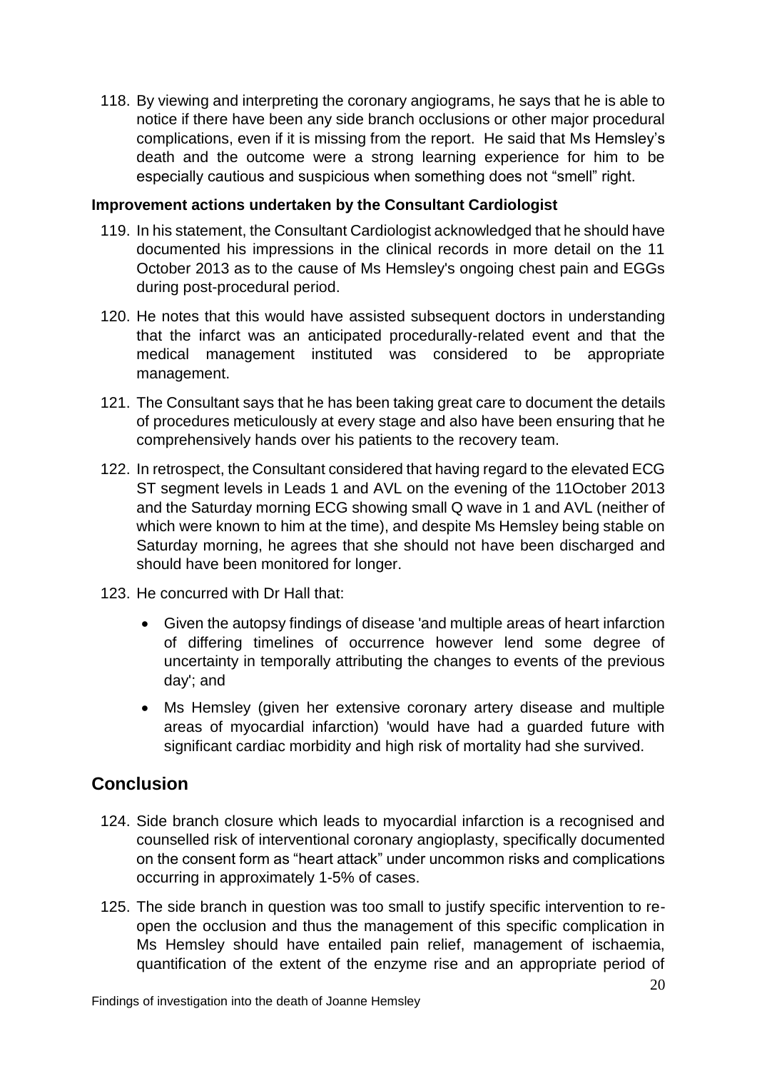118. By viewing and interpreting the coronary angiograms, he says that he is able to notice if there have been any side branch occlusions or other major procedural complications, even if it is missing from the report. He said that Ms Hemsley's death and the outcome were a strong learning experience for him to be especially cautious and suspicious when something does not "smell" right.

### Improvement actions undertaken by the Consultant Cardiologist

119. In his statement, the Consultant Cardiologist acknowledged that he should have documented his impressions in the clinical records in more detail on the 11 October 2013 as to the cause of Ms Hemsley's ongoing chest pain and EGGs during post-procedural period.

120. He notes that this would have assisted subsequent doctors in understanding that the infarct was an anticipated procedurally-related event and that the medical management instituted was considered to be appropriate management.

121. The Consultant says that he has been taking great care to document the details of procedures meticulously at every stage and also have been ensuring that he comprehensively hands over his patients to the recovery team.

122. In retrospect, the Consultant considered that having regard to the elevated ECG ST segment levels in Leads 1 and AVL on the evening of the 11October 2013 and the Saturday morning ECG showing small Q wave in 1 and AVL (neither of which were known to him at the time), and despite Ms Hemsley being stable on Saturday morning, he agrees that she should not have been discharged and should have been monitored for longer.

123. He concurred with Dr Hall that:

    - Given the autopsy findings of disease 'and multiple areas of heart infarction of differing timelines of occurrence however lend some degree of uncertainty in temporally attributing the changes to events of the previous day'; and
    - Ms Hemsley (given her extensive coronary artery disease and multiple areas of myocardial infarction) 'would have had a guarded future with significant cardiac morbidity and high risk of mortality had she survived.

## Conclusion

124. Side branch closure which leads to myocardial infarction is a recognised and counselled risk of interventional coronary angioplasty, specifically documented on the consent form as "heart attack" under uncommon risks and complications occurring in approximately 1-5% of cases.

125. The side branch in question was too small to justify specific intervention to re-open the occlusion and thus the management of this specific complication in Ms Hemsley should have entailed pain relief, management of ischaemia, quantification of the extent of the enzyme rise and an appropriate period of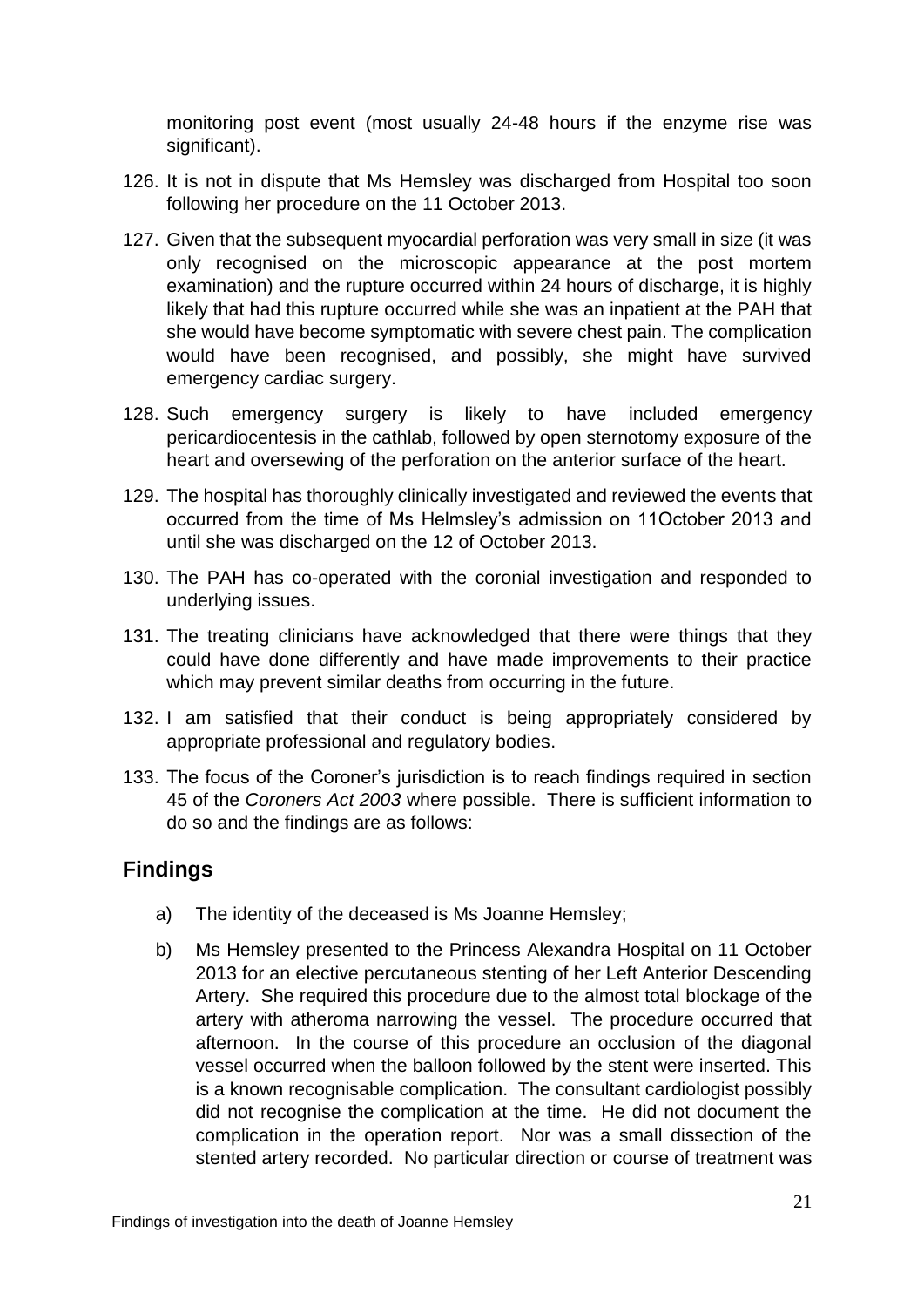monitoring post event (most usually 24-48 hours if the enzyme rise was significant).

126. It is not in dispute that Ms Hemsley was discharged from Hospital too soon following her procedure on the 11 October 2013.

127. Given that the subsequent myocardial perforation was very small in size (it was only recognised on the microscopic appearance at the post mortem examination) and the rupture occurred within 24 hours of discharge, it is highly likely that had this rupture occurred while she was an inpatient at the PAH that she would have become symptomatic with severe chest pain. The complication would have been recognised, and possibly, she might have survived emergency cardiac surgery.

128. Such emergency surgery is likely to have included emergency pericardiocentesis in the cathlab, followed by open sternotomy exposure of the heart and oversewing of the perforation on the anterior surface of the heart.

129. The hospital has thoroughly clinically investigated and reviewed the events that occurred from the time of Ms Helmsley's admission on 11October 2013 and until she was discharged on the 12 of October 2013.

130. The PAH has co-operated with the coronial investigation and responded to underlying issues.

131. The treating clinicians have acknowledged that there were things that they could have done differently and have made improvements to their practice which may prevent similar deaths from occurring in the future.

132. I am satisfied that their conduct is being appropriately considered by appropriate professional and regulatory bodies.

133. The focus of the Coroner's jurisdiction is to reach findings required in section 45 of the *Coroners Act 2003* where possible. There is sufficient information to do so and the findings are as follows:

## Findings

a) The identity of the deceased is Ms Joanne Hemsley;

b) Ms Hemsley presented to the Princess Alexandra Hospital on 11 October 2013 for an elective percutaneous stenting of her Left Anterior Descending Artery. She required this procedure due to the almost total blockage of the artery with atheroma narrowing the vessel. The procedure occurred that afternoon. In the course of this procedure an occlusion of the diagonal vessel occurred when the balloon followed by the stent were inserted. This is a known recognisable complication. The consultant cardiologist possibly did not recognise the complication at the time. He did not document the complication in the operation report. Nor was a small dissection of the stented artery recorded. No particular direction or course of treatment was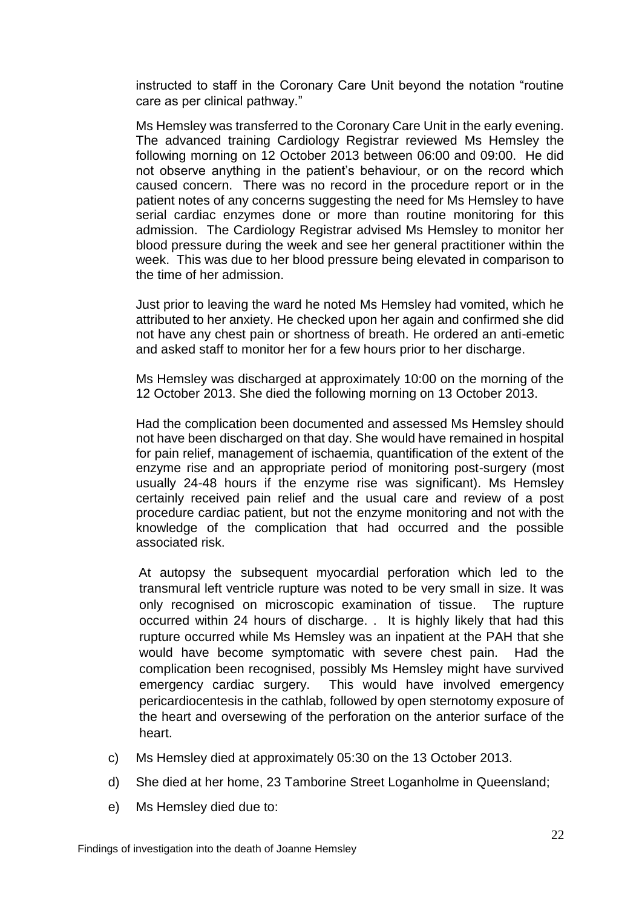instructed to staff in the Coronary Care Unit beyond the notation "routine care as per clinical pathway."

Ms Hemsley was transferred to the Coronary Care Unit in the early evening. The advanced training Cardiology Registrar reviewed Ms Hemsley the following morning on 12 October 2013 between 06:00 and 09:00. He did not observe anything in the patient's behaviour, or on the record which caused concern. There was no record in the procedure report or in the patient notes of any concerns suggesting the need for Ms Hemsley to have serial cardiac enzymes done or more than routine monitoring for this admission. The Cardiology Registrar advised Ms Hemsley to monitor her blood pressure during the week and see her general practitioner within the week. This was due to her blood pressure being elevated in comparison to the time of her admission.

Just prior to leaving the ward he noted Ms Hemsley had vomited, which he attributed to her anxiety. He checked upon her again and confirmed she did not have any chest pain or shortness of breath. He ordered an anti-emetic and asked staff to monitor her for a few hours prior to her discharge.

Ms Hemsley was discharged at approximately 10:00 on the morning of the 12 October 2013. She died the following morning on 13 October 2013.

Had the complication been documented and assessed Ms Hemsley should not have been discharged on that day. She would have remained in hospital for pain relief, management of ischaemia, quantification of the extent of the enzyme rise and an appropriate period of monitoring post-surgery (most usually 24-48 hours if the enzyme rise was significant). Ms Hemsley certainly received pain relief and the usual care and review of a post procedure cardiac patient, but not the enzyme monitoring and not with the knowledge of the complication that had occurred and the possible associated risk.

At autopsy the subsequent myocardial perforation which led to the transmural left ventricle rupture was noted to be very small in size. It was only recognised on microscopic examination of tissue. The rupture occurred within 24 hours of discharge. . It is highly likely that had this rupture occurred while Ms Hemsley was an inpatient at the PAH that she would have become symptomatic with severe chest pain. Had the complication been recognised, possibly Ms Hemsley might have survived emergency cardiac surgery. This would have involved emergency pericardiocentesis in the cathlab, followed by open sternotomy exposure of the heart and oversewing of the perforation on the anterior surface of the heart.

c) Ms Hemsley died at approximately 05:30 on the 13 October 2013.

d) She died at her home, 23 Tamborine Street Loganholme in Queensland;

e) Ms Hemsley died due to: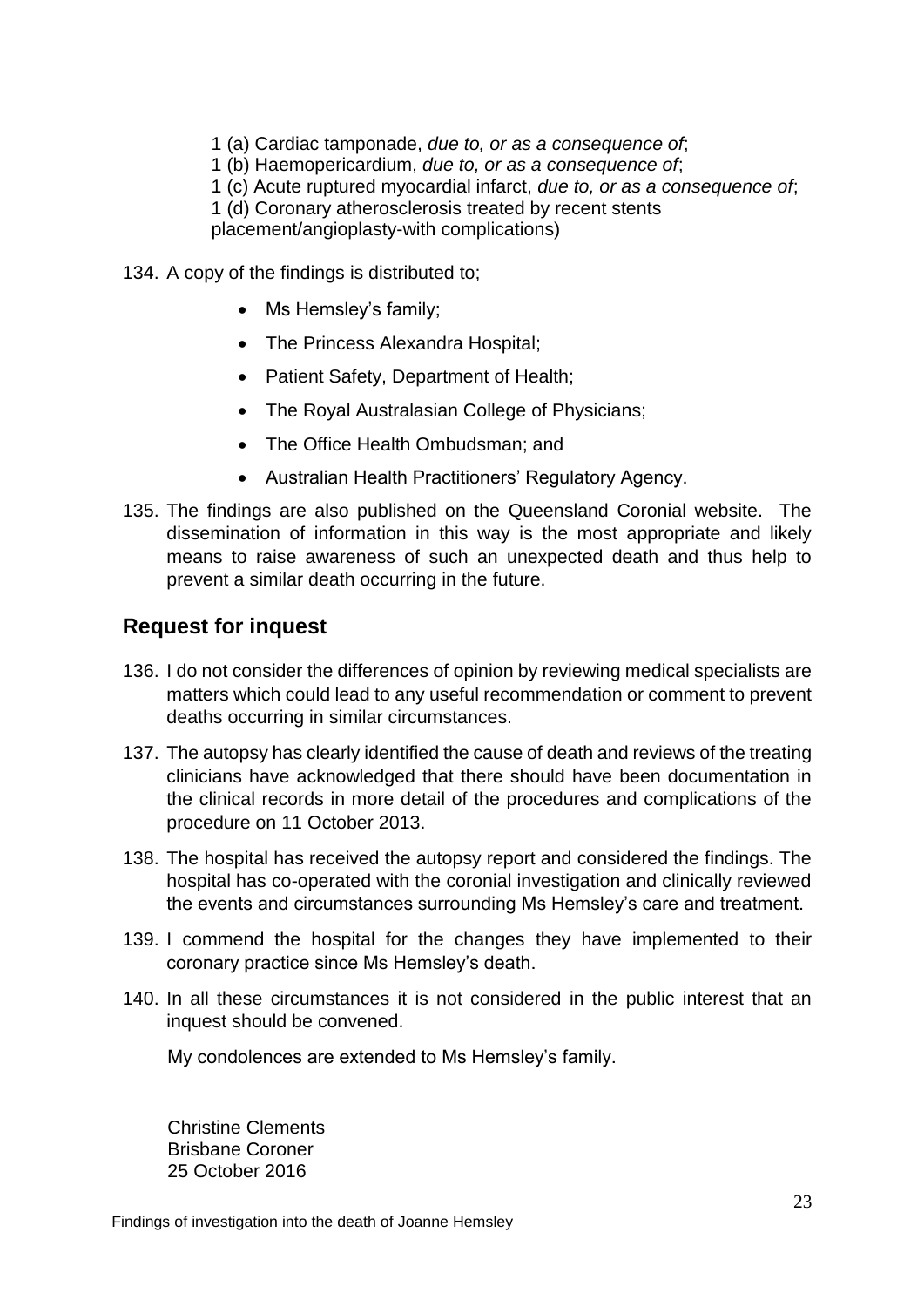1 (a) Cardiac tamponade, *due to, or as a consequence of*;
1 (b) Haemopericardium, *due to, or as a consequence of*;
1 (c) Acute ruptured myocardial infarct, *due to, or as a consequence of*;
1 (d) Coronary atherosclerosis treated by recent stents placement/angioplasty-with complications)

134. A copy of the findings is distributed to;

- Ms Hemsley's family;
- The Princess Alexandra Hospital;
- Patient Safety, Department of Health;
- The Royal Australasian College of Physicians;
- The Office Health Ombudsman; and
- Australian Health Practitioners' Regulatory Agency.

135. The findings are also published on the Queensland Coronial website. The dissemination of information in this way is the most appropriate and likely means to raise awareness of such an unexpected death and thus help to prevent a similar death occurring in the future.

## Request for inquest

136. I do not consider the differences of opinion by reviewing medical specialists are matters which could lead to any useful recommendation or comment to prevent deaths occurring in similar circumstances.

137. The autopsy has clearly identified the cause of death and reviews of the treating clinicians have acknowledged that there should have been documentation in the clinical records in more detail of the procedures and complications of the procedure on 11 October 2013.

138. The hospital has received the autopsy report and considered the findings. The hospital has co-operated with the coronial investigation and clinically reviewed the events and circumstances surrounding Ms Hemsley's care and treatment.

139. I commend the hospital for the changes they have implemented to their coronary practice since Ms Hemsley's death.

140. In all these circumstances it is not considered in the public interest that an inquest should be convened.

My condolences are extended to Ms Hemsley's family.

Christine Clements
Brisbane Coroner
25 October 2016